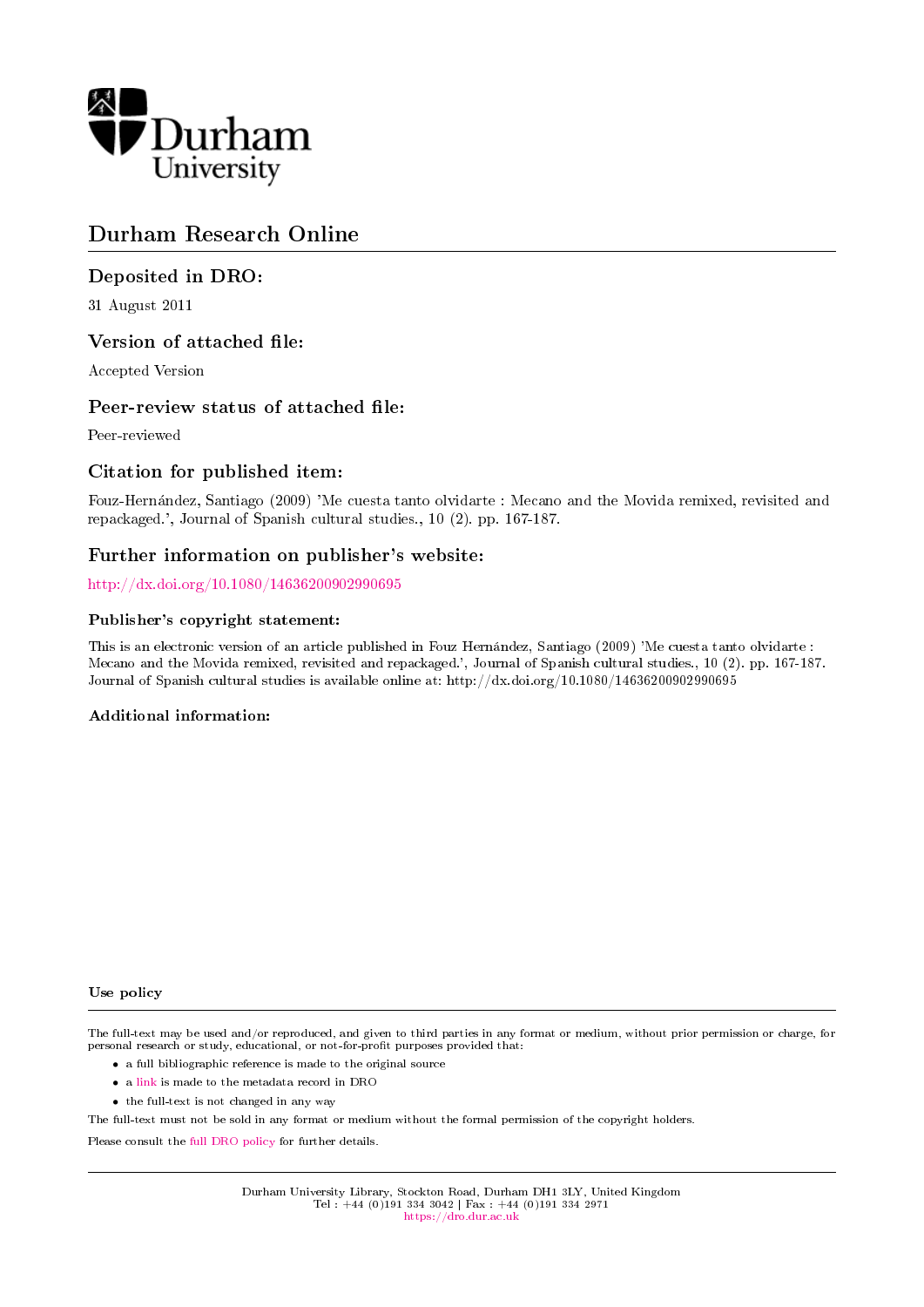Durham University

# Durham Research Online

## Deposited in DRO:

31 August 2011

## Version of attached file:

Accepted Version

## Peer-review status of attached file:

Peer-reviewed

## Citation for published item:

Fouz-Hernández, Santiago (2009) 'Me cuesta tanto olvidarte : Mecano and the Movida remixed, revisited and repackaged.', Journal of Spanish cultural studies., 10 (2). pp. 167-187.

## Further information on publisher's website:

http://dx.doi.org/10.1080/14636200902990695

### Publisher's copyright statement:

This is an electronic version of an article published in Fouz Hernández, Santiago (2009) 'Me cuesta tanto olvidarte : Mecano and the Movida remixed, revisited and repackaged.', Journal of Spanish cultural studies., 10 (2). pp. 167-187. Journal of Spanish cultural studies is available online at: http://dx.doi.org/10.1080/14636200902990695

### Additional information:

### Use policy

The full-text may be used and/or reproduced, and given to third parties in any format or medium, without prior permission or charge, for personal research or study, educational, or not-for-profit purposes provided that:

- a full bibliographic reference is made to the original source
- a link is made to the metadata record in DRO
- the full-text is not changed in any way

The full-text must not be sold in any format or medium without the formal permission of the copyright holders.

Please consult the full DRO policy for further details.

Durham University Library, Stockton Road, Durham DH1 3LY, United Kingdom
Tel : +44 (0)191 334 3042 | Fax : +44 (0)191 334 2971
https://dro.dur.ac.uk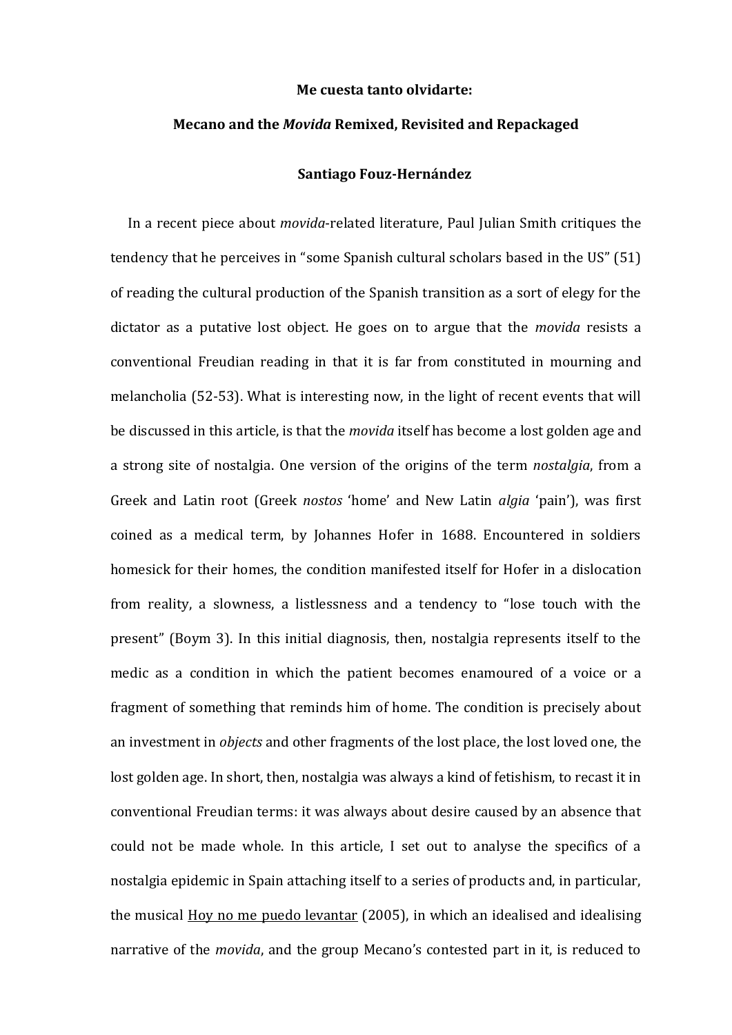**Me cuesta tanto olvidarte:**

**Mecano and the *Movida* Remixed, Revisited and Repackaged**

**Santiago Fouz-Hernández**

In a recent piece about *movida*-related literature, Paul Julian Smith critiques the tendency that he perceives in "some Spanish cultural scholars based in the US" (51) of reading the cultural production of the Spanish transition as a sort of elegy for the dictator as a putative lost object. He goes on to argue that the *movida* resists a conventional Freudian reading in that it is far from constituted in mourning and melancholia (52-53). What is interesting now, in the light of recent events that will be discussed in this article, is that the *movida* itself has become a lost golden age and a strong site of nostalgia. One version of the origins of the term *nostalgia*, from a Greek and Latin root (Greek *nostos* 'home' and New Latin *algia* 'pain'), was first coined as a medical term, by Johannes Hofer in 1688. Encountered in soldiers homesick for their homes, the condition manifested itself for Hofer in a dislocation from reality, a slowness, a listlessness and a tendency to "lose touch with the present" (Boym 3). In this initial diagnosis, then, nostalgia represents itself to the medic as a condition in which the patient becomes enamoured of a voice or a fragment of something that reminds him of home. The condition is precisely about an investment in *objects* and other fragments of the lost place, the lost loved one, the lost golden age. In short, then, nostalgia was always a kind of fetishism, to recast it in conventional Freudian terms: it was always about desire caused by an absence that could not be made whole. In this article, I set out to analyse the specifics of a nostalgia epidemic in Spain attaching itself to a series of products and, in particular, the musical Hoy no me puedo levantar (2005), in which an idealised and idealising narrative of the *movida*, and the group Mecano's contested part in it, is reduced to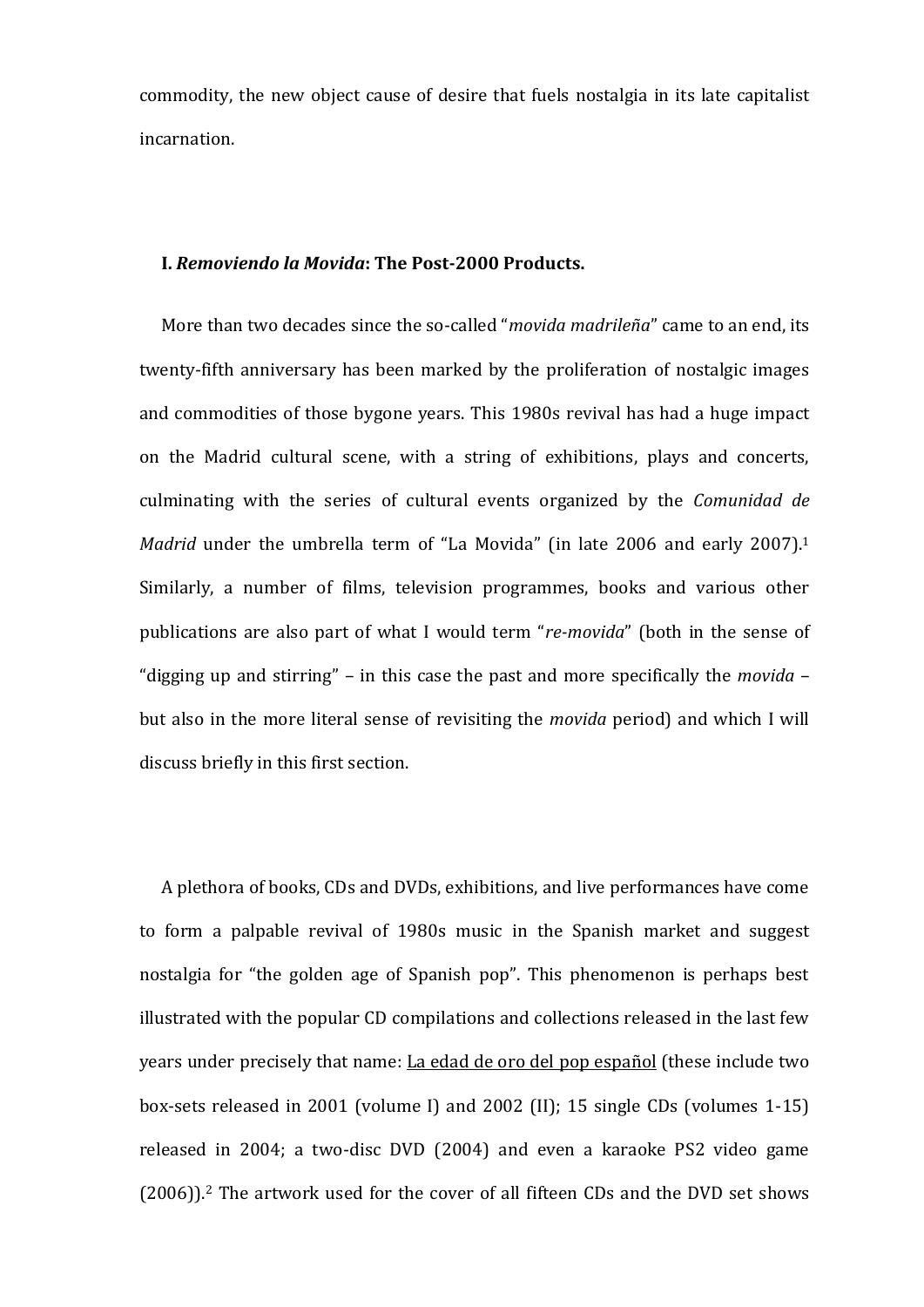commodity, the new object cause of desire that fuels nostalgia in its late capitalist incarnation.

## I. *Removiendo la Movida*: The Post-2000 Products.

More than two decades since the so-called "*movida madrileña*" came to an end, its twenty-fifth anniversary has been marked by the proliferation of nostalgic images and commodities of those bygone years. This 1980s revival has had a huge impact on the Madrid cultural scene, with a string of exhibitions, plays and concerts, culminating with the series of cultural events organized by the *Comunidad de Madrid* under the umbrella term of "La Movida" (in late 2006 and early 2007).[1] Similarly, a number of films, television programmes, books and various other publications are also part of what I would term "*re-movida*" (both in the sense of "digging up and stirring" – in this case the past and more specifically the *movida* – but also in the more literal sense of revisiting the *movida* period) and which I will discuss briefly in this first section.

A plethora of books, CDs and DVDs, exhibitions, and live performances have come to form a palpable revival of 1980s music in the Spanish market and suggest nostalgia for "the golden age of Spanish pop". This phenomenon is perhaps best illustrated with the popular CD compilations and collections released in the last few years under precisely that name: <u>La edad de oro del pop español</u> (these include two box-sets released in 2001 (volume I) and 2002 (II); 15 single CDs (volumes 1-15) released in 2004; a two-disc DVD (2004) and even a karaoke PS2 video game (2006)).[2] The artwork used for the cover of all fifteen CDs and the DVD set shows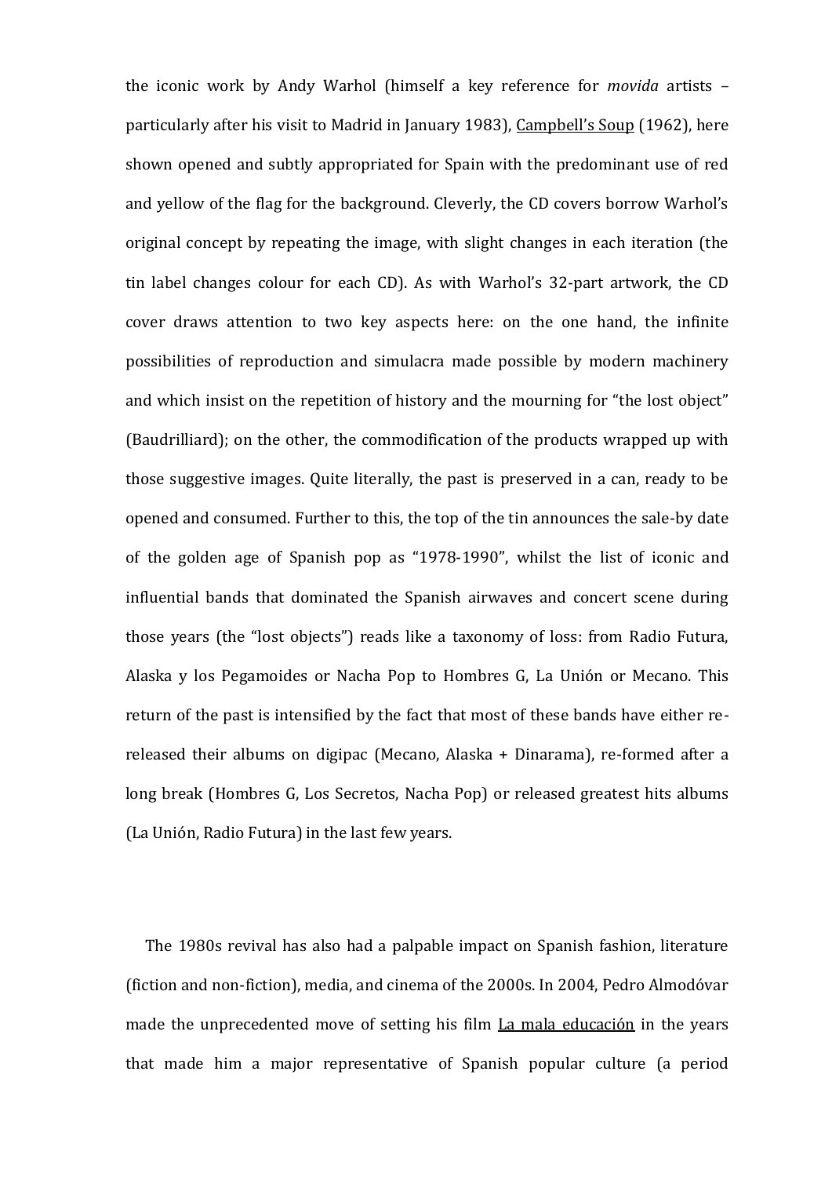the iconic work by Andy Warhol (himself a key reference for *movida* artists – particularly after his visit to Madrid in January 1983), Campbell's Soup (1962), here shown opened and subtly appropriated for Spain with the predominant use of red and yellow of the flag for the background. Cleverly, the CD covers borrow Warhol's original concept by repeating the image, with slight changes in each iteration (the tin label changes colour for each CD). As with Warhol's 32-part artwork, the CD cover draws attention to two key aspects here: on the one hand, the infinite possibilities of reproduction and simulacra made possible by modern machinery and which insist on the repetition of history and the mourning for "the lost object" (Baudrilliard); on the other, the commodification of the products wrapped up with those suggestive images. Quite literally, the past is preserved in a can, ready to be opened and consumed. Further to this, the top of the tin announces the sale-by date of the golden age of Spanish pop as "1978-1990", whilst the list of iconic and influential bands that dominated the Spanish airwaves and concert scene during those years (the "lost objects") reads like a taxonomy of loss: from Radio Futura, Alaska y los Pegamoides or Nacha Pop to Hombres G, La Unión or Mecano. This return of the past is intensified by the fact that most of these bands have either re-released their albums on digipac (Mecano, Alaska + Dinarama), re-formed after a long break (Hombres G, Los Secretos, Nacha Pop) or released greatest hits albums (La Unión, Radio Futura) in the last few years.

The 1980s revival has also had a palpable impact on Spanish fashion, literature (fiction and non-fiction), media, and cinema of the 2000s. In 2004, Pedro Almodóvar made the unprecedented move of setting his film La mala educación in the years that made him a major representative of Spanish popular culture (a period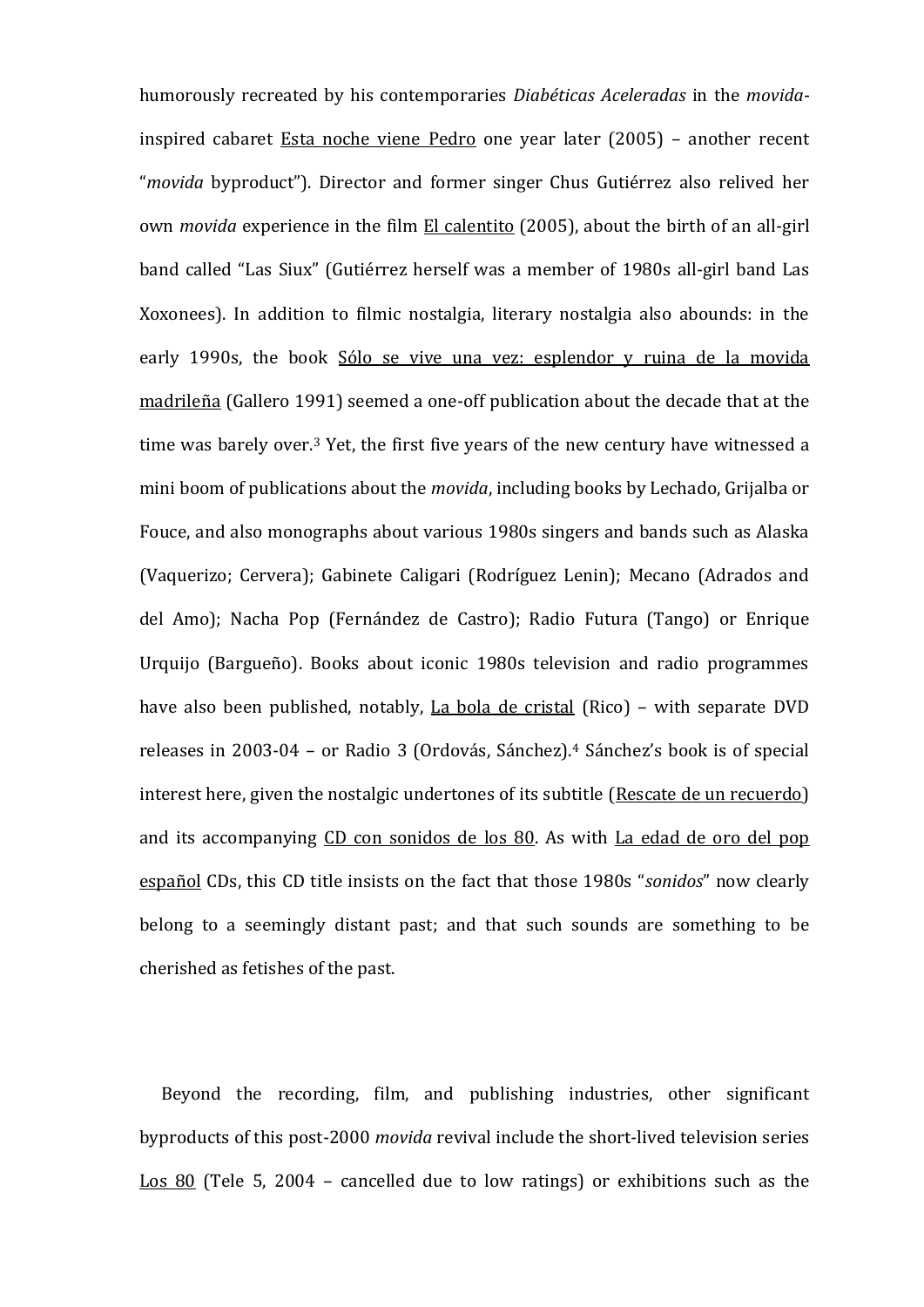humorously recreated by his contemporaries *Diabéticas Aceleradas* in the *movida*-inspired cabaret <u>Esta noche viene Pedro</u> one year later (2005) – another recent "*movida* byproduct"). Director and former singer Chus Gutiérrez also relived her own *movida* experience in the film <u>El calentito</u> (2005), about the birth of an all-girl band called "Las Siux" (Gutiérrez herself was a member of 1980s all-girl band Las Xoxonees). In addition to filmic nostalgia, literary nostalgia also abounds: in the early 1990s, the book <u>Sólo se vive una vez: esplendor y ruina de la movida madrileña</u> (Gallero 1991) seemed a one-off publication about the decade that at the time was barely over.[3] Yet, the first five years of the new century have witnessed a mini boom of publications about the *movida*, including books by Lechado, Grijalba or Fouce, and also monographs about various 1980s singers and bands such as Alaska (Vaquerizo; Cervera); Gabinete Caligari (Rodríguez Lenin); Mecano (Adrados and del Amo); Nacha Pop (Fernández de Castro); Radio Futura (Tango) or Enrique Urquijo (Bargueño). Books about iconic 1980s television and radio programmes have also been published, notably, <u>La bola de cristal</u> (Rico) – with separate DVD releases in 2003-04 – or Radio 3 (Ordovás, Sánchez).[4] Sánchez's book is of special interest here, given the nostalgic undertones of its subtitle (<u>Rescate de un recuerdo</u>) and its accompanying <u>CD con sonidos de los 80</u>. As with <u>La edad de oro del pop español</u> CDs, this CD title insists on the fact that those 1980s "*sonidos*" now clearly belong to a seemingly distant past; and that such sounds are something to be cherished as fetishes of the past.

Beyond the recording, film, and publishing industries, other significant byproducts of this post-2000 *movida* revival include the short-lived television series <u>Los 80</u> (Tele 5, 2004 – cancelled due to low ratings) or exhibitions such as the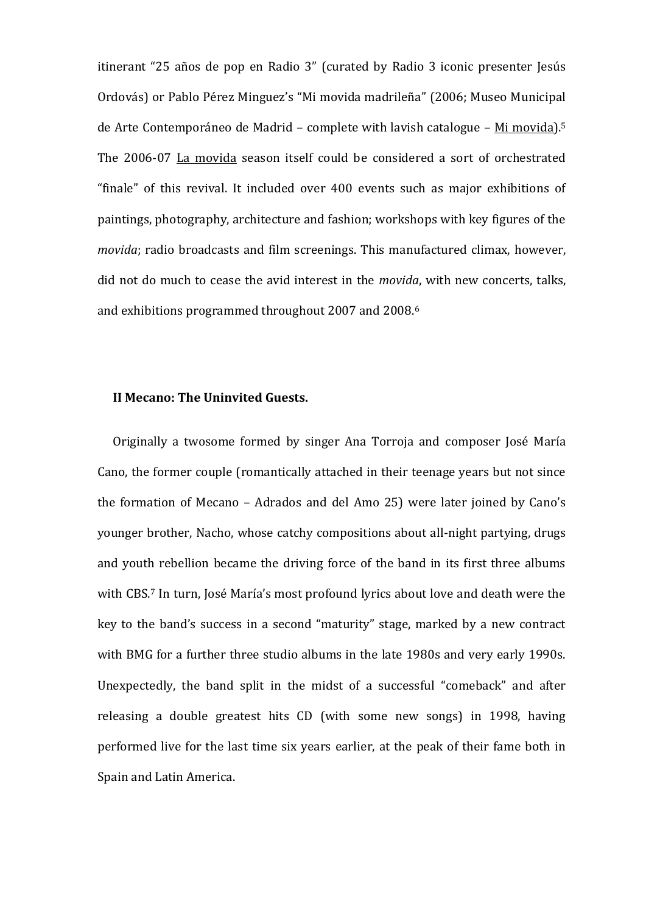itinerant “25 años de pop en Radio 3” (curated by Radio 3 iconic presenter Jesús Ordovás) or Pablo Pérez Minguez’s “Mi movida madrileña” (2006; Museo Municipal de Arte Contemporáneo de Madrid – complete with lavish catalogue – <u>Mi movida</u>).[5] The 2006-07 <u>La movida</u> season itself could be considered a sort of orchestrated “finale” of this revival. It included over 400 events such as major exhibitions of paintings, photography, architecture and fashion; workshops with key figures of the *movida*; radio broadcasts and film screenings. This manufactured climax, however, did not do much to cease the avid interest in the *movida*, with new concerts, talks, and exhibitions programmed throughout 2007 and 2008.[6]

## II Mecano: The Uninvited Guests.

Originally a twosome formed by singer Ana Torroja and composer José María Cano, the former couple (romantically attached in their teenage years but not since the formation of Mecano – Adrados and del Amo 25) were later joined by Cano’s younger brother, Nacho, whose catchy compositions about all-night partying, drugs and youth rebellion became the driving force of the band in its first three albums with CBS.[7] In turn, José María’s most profound lyrics about love and death were the key to the band’s success in a second “maturity” stage, marked by a new contract with BMG for a further three studio albums in the late 1980s and very early 1990s. Unexpectedly, the band split in the midst of a successful “comeback” and after releasing a double greatest hits CD (with some new songs) in 1998, having performed live for the last time six years earlier, at the peak of their fame both in Spain and Latin America.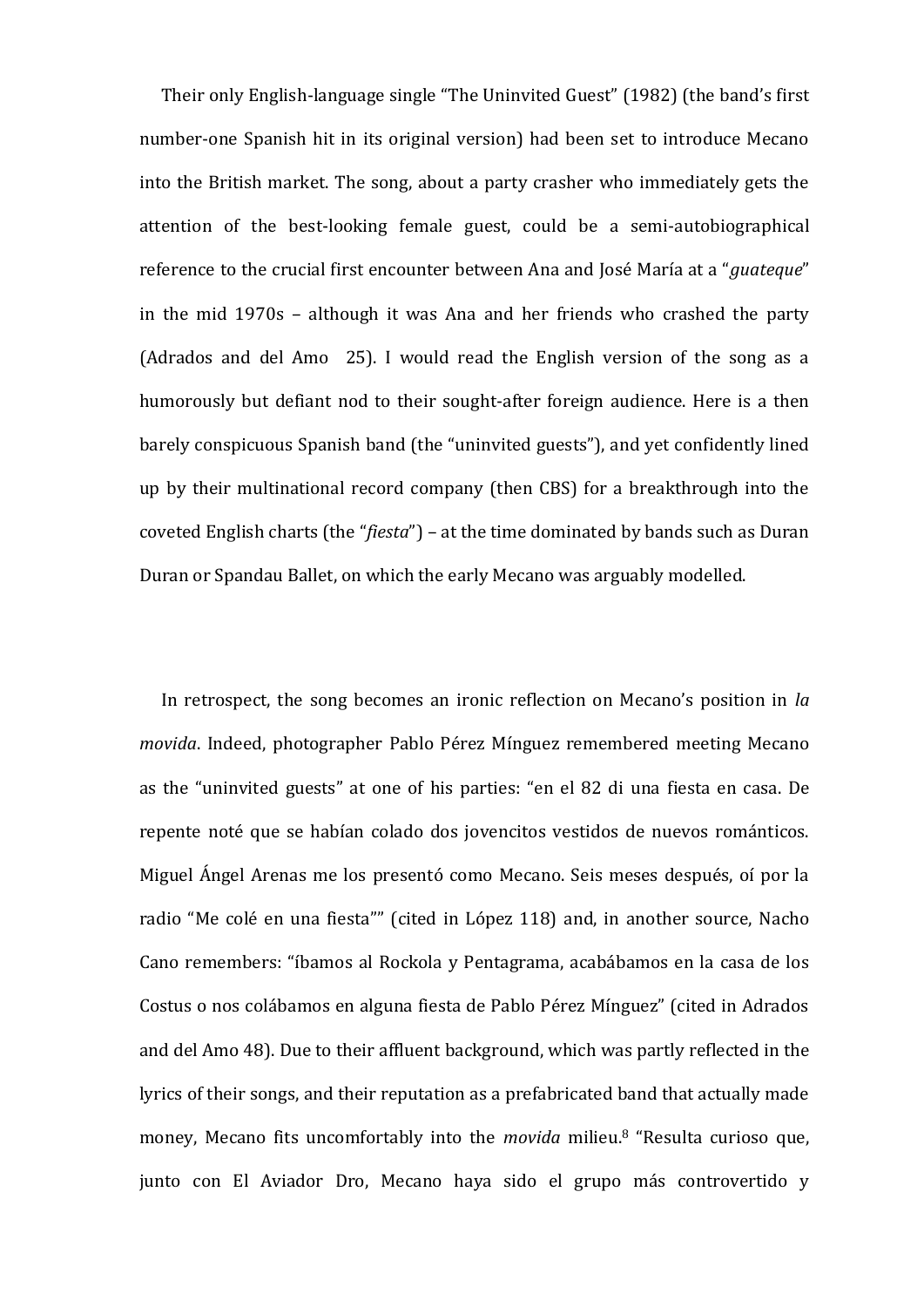Their only English-language single "The Uninvited Guest" (1982) (the band's first number-one Spanish hit in its original version) had been set to introduce Mecano into the British market. The song, about a party crasher who immediately gets the attention of the best-looking female guest, could be a semi-autobiographical reference to the crucial first encounter between Ana and José María at a "*guateque*" in the mid 1970s – although it was Ana and her friends who crashed the party (Adrados and del Amo 25). I would read the English version of the song as a humorously but defiant nod to their sought-after foreign audience. Here is a then barely conspicuous Spanish band (the "uninvited guests"), and yet confidently lined up by their multinational record company (then CBS) for a breakthrough into the coveted English charts (the "*fiesta*") – at the time dominated by bands such as Duran Duran or Spandau Ballet, on which the early Mecano was arguably modelled.

In retrospect, the song becomes an ironic reflection on Mecano's position in *la movida*. Indeed, photographer Pablo Pérez Mínguez remembered meeting Mecano as the "uninvited guests" at one of his parties: "en el 82 di una fiesta en casa. De repente noté que se habían colado dos jovencitos vestidos de nuevos románticos. Miguel Ángel Arenas me los presentó como Mecano. Seis meses después, oí por la radio "Me colé en una fiesta"" (cited in López 118) and, in another source, Nacho Cano remembers: "íbamos al Rockola y Pentagrama, acabábamos en la casa de los Costus o nos colábamos en alguna fiesta de Pablo Pérez Mínguez" (cited in Adrados and del Amo 48). Due to their affluent background, which was partly reflected in the lyrics of their songs, and their reputation as a prefabricated band that actually made money, Mecano fits uncomfortably into the *movida* milieu.[8] "Resulta curioso que, junto con El Aviador Dro, Mecano haya sido el grupo más controvertido y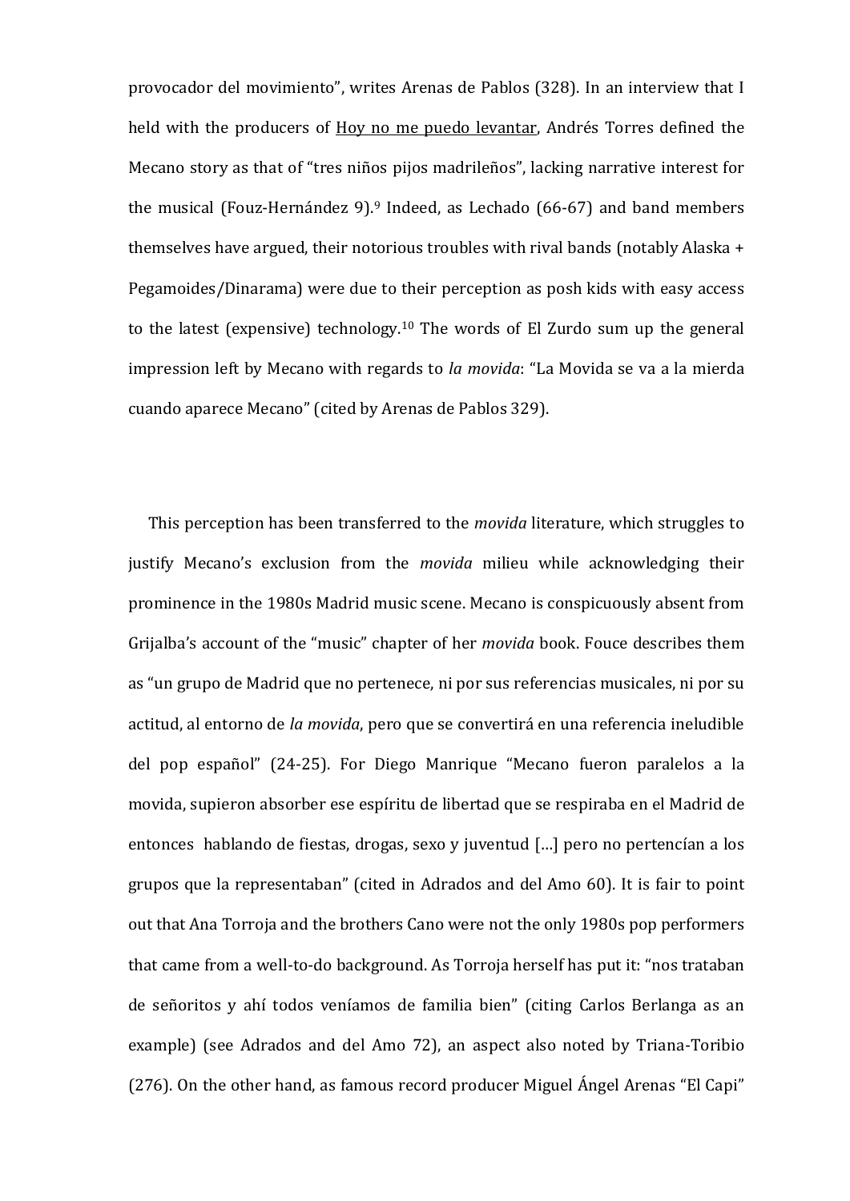provocador del movimiento", writes Arenas de Pablos (328). In an interview that I held with the producers of Hoy no me puedo levantar, Andrés Torres defined the Mecano story as that of "tres niños pijos madrileños", lacking narrative interest for the musical (Fouz-Hernández 9).[9] Indeed, as Lechado (66-67) and band members themselves have argued, their notorious troubles with rival bands (notably Alaska + Pegamoides/Dinarama) were due to their perception as posh kids with easy access to the latest (expensive) technology.[10] The words of El Zurdo sum up the general impression left by Mecano with regards to *la movida*: "La Movida se va a la mierda cuando aparece Mecano" (cited by Arenas de Pablos 329).

This perception has been transferred to the *movida* literature, which struggles to justify Mecano's exclusion from the *movida* milieu while acknowledging their prominence in the 1980s Madrid music scene. Mecano is conspicuously absent from Grijalba's account of the "music" chapter of her *movida* book. Fouce describes them as "un grupo de Madrid que no pertenece, ni por sus referencias musicales, ni por su actitud, al entorno de *la movida*, pero que se convertirá en una referencia ineludible del pop español" (24-25). For Diego Manrique "Mecano fueron paralelos a la movida, supieron absorber ese espíritu de libertad que se respiraba en el Madrid de entonces hablando de fiestas, drogas, sexo y juventud [...] pero no pertencían a los grupos que la representaban" (cited in Adrados and del Amo 60). It is fair to point out that Ana Torroja and the brothers Cano were not the only 1980s pop performers that came from a well-to-do background. As Torroja herself has put it: "nos trataban de señoritos y ahí todos veníamos de familia bien" (citing Carlos Berlanga as an example) (see Adrados and del Amo 72), an aspect also noted by Triana-Toribio (276). On the other hand, as famous record producer Miguel Ángel Arenas "El Capi"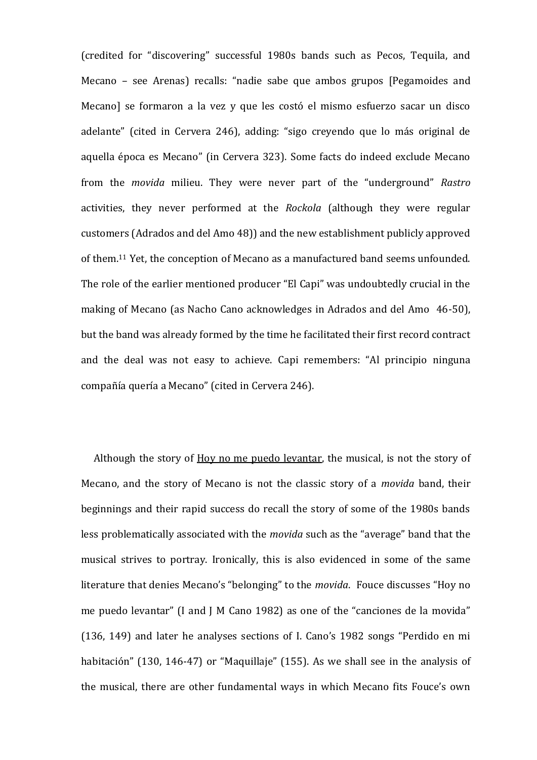(credited for "discovering" successful 1980s bands such as Pecos, Tequila, and Mecano – see Arenas) recalls: "nadie sabe que ambos grupos [Pegamoides and Mecano] se formaron a la vez y que les costó el mismo esfuerzo sacar un disco adelante" (cited in Cervera 246), adding: "sigo creyendo que lo más original de aquella época es Mecano" (in Cervera 323). Some facts do indeed exclude Mecano from the *movida* milieu. They were never part of the "underground" *Rastro* activities, they never performed at the *Rockola* (although they were regular customers (Adrados and del Amo 48)) and the new establishment publicly approved of them.[11] Yet, the conception of Mecano as a manufactured band seems unfounded. The role of the earlier mentioned producer "El Capi" was undoubtedly crucial in the making of Mecano (as Nacho Cano acknowledges in Adrados and del Amo 46-50), but the band was already formed by the time he facilitated their first record contract and the deal was not easy to achieve. Capi remembers: "Al principio ninguna compañía quería a Mecano" (cited in Cervera 246).

Although the story of Hoy no me puedo levantar, the musical, is not the story of Mecano, and the story of Mecano is not the classic story of a *movida* band, their beginnings and their rapid success do recall the story of some of the 1980s bands less problematically associated with the *movida* such as the "average" band that the musical strives to portray. Ironically, this is also evidenced in some of the same literature that denies Mecano's "belonging" to the *movida*. Fouce discusses "Hoy no me puedo levantar" (I and J M Cano 1982) as one of the "canciones de la movida" (136, 149) and later he analyses sections of I. Cano's 1982 songs "Perdido en mi habitación" (130, 146-47) or "Maquillaje" (155). As we shall see in the analysis of the musical, there are other fundamental ways in which Mecano fits Fouce's own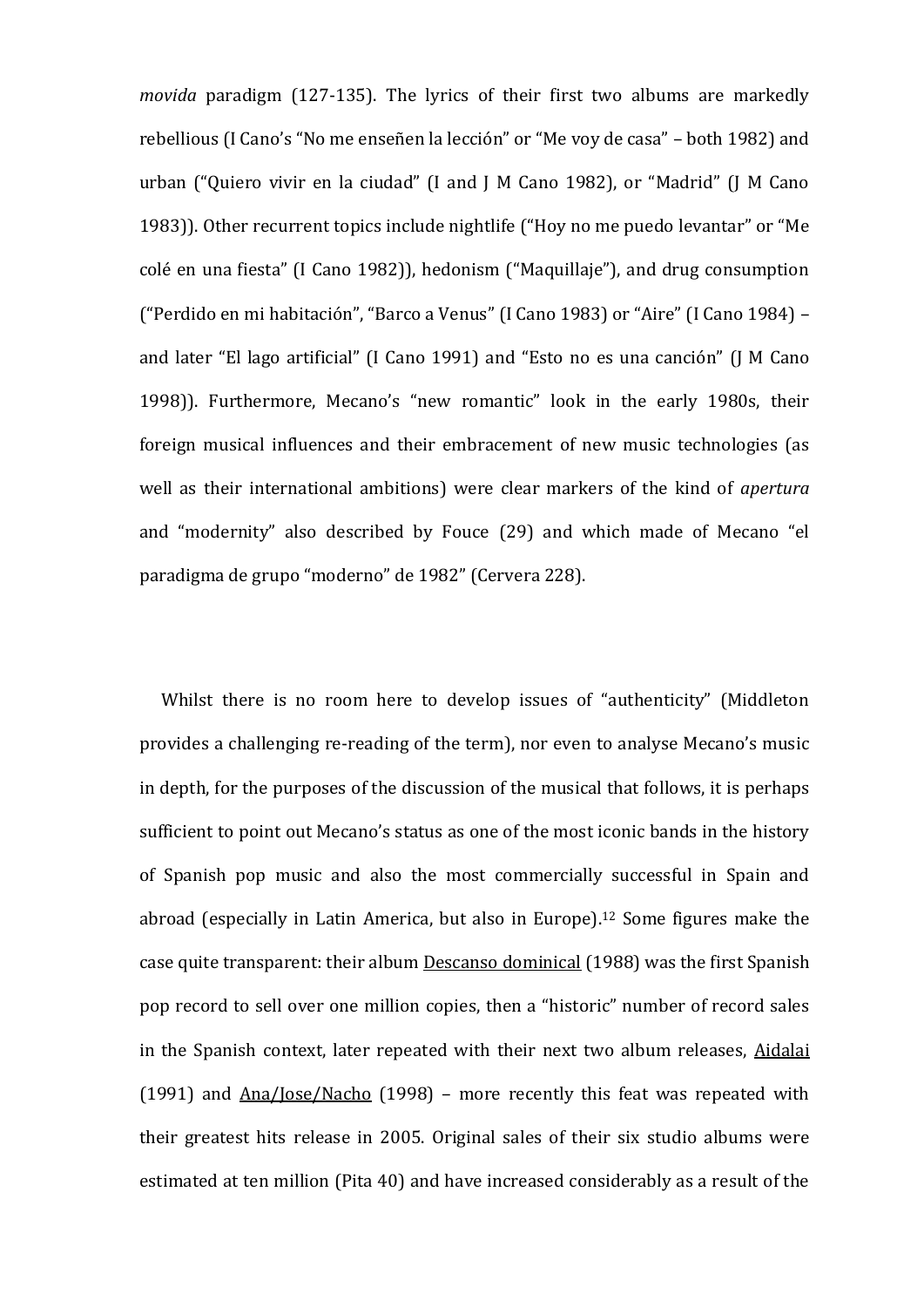*movida* paradigm (127-135). The lyrics of their first two albums are markedly rebellious (I Cano's "No me enseñen la lección" or "Me voy de casa" – both 1982) and urban ("Quiero vivir en la ciudad" (I and J M Cano 1982), or "Madrid" (J M Cano 1983)). Other recurrent topics include nightlife ("Hoy no me puedo levantar" or "Me colé en una fiesta" (I Cano 1982)), hedonism ("Maquillaje"), and drug consumption ("Perdido en mi habitación", "Barco a Venus" (I Cano 1983) or "Aire" (I Cano 1984) – and later "El lago artificial" (I Cano 1991) and "Esto no es una canción" (J M Cano 1998)). Furthermore, Mecano's "new romantic" look in the early 1980s, their foreign musical influences and their embracement of new music technologies (as well as their international ambitions) were clear markers of the kind of *apertura* and "modernity" also described by Fouce (29) and which made of Mecano "el paradigma de grupo "moderno" de 1982" (Cervera 228).

Whilst there is no room here to develop issues of "authenticity" (Middleton provides a challenging re-reading of the term), nor even to analyse Mecano's music in depth, for the purposes of the discussion of the musical that follows, it is perhaps sufficient to point out Mecano's status as one of the most iconic bands in the history of Spanish pop music and also the most commercially successful in Spain and abroad (especially in Latin America, but also in Europe).[12] Some figures make the case quite transparent: their album Descanso dominical (1988) was the first Spanish pop record to sell over one million copies, then a "historic" number of record sales in the Spanish context, later repeated with their next two album releases, Aidalai (1991) and Ana/Jose/Nacho (1998) – more recently this feat was repeated with their greatest hits release in 2005. Original sales of their six studio albums were estimated at ten million (Pita 40) and have increased considerably as a result of the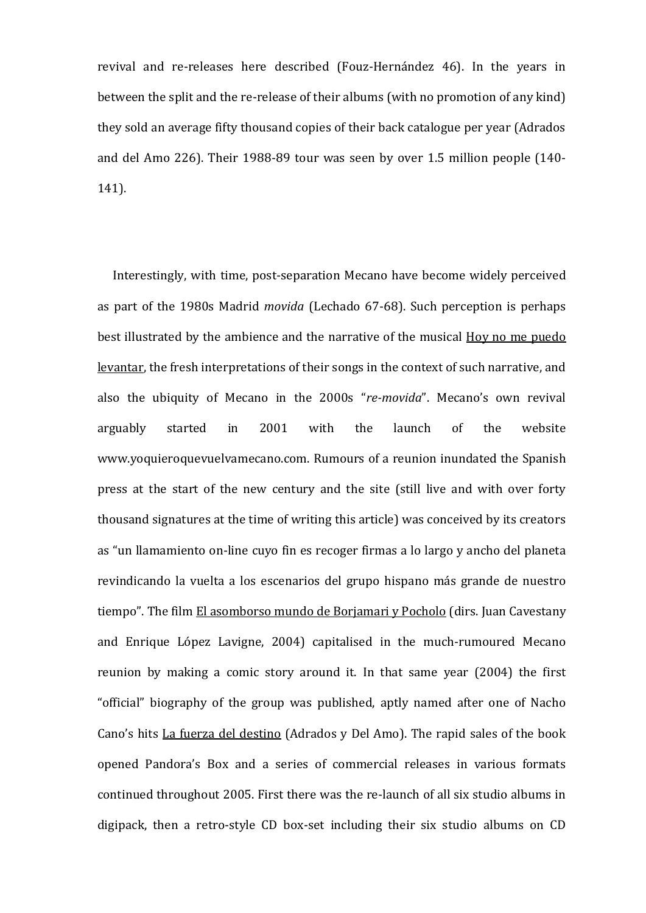revival and re-releases here described (Fouz-Hernández 46). In the years in between the split and the re-release of their albums (with no promotion of any kind) they sold an average fifty thousand copies of their back catalogue per year (Adrados and del Amo 226). Their 1988-89 tour was seen by over 1.5 million people (140-141).

Interestingly, with time, post-separation Mecano have become widely perceived as part of the 1980s Madrid *movida* (Lechado 67-68). Such perception is perhaps best illustrated by the ambience and the narrative of the musical <u>Hoy no me puedo levantar</u>, the fresh interpretations of their songs in the context of such narrative, and also the ubiquity of Mecano in the 2000s "*re-movida*". Mecano's own revival arguably started in 2001 with the launch of the website www.yoquieroquevuelvamecano.com. Rumours of a reunion inundated the Spanish press at the start of the new century and the site (still live and with over forty thousand signatures at the time of writing this article) was conceived by its creators as "un llamamiento on-line cuyo fin es recoger firmas a lo largo y ancho del planeta revindicando la vuelta a los escenarios del grupo hispano más grande de nuestro tiempo". The film <u>El asomborso mundo de Borjamari y Pocholo</u> (dirs. Juan Cavestany and Enrique López Lavigne, 2004) capitalised in the much-rumoured Mecano reunion by making a comic story around it. In that same year (2004) the first "official" biography of the group was published, aptly named after one of Nacho Cano's hits <u>La fuerza del destino</u> (Adrados y Del Amo). The rapid sales of the book opened Pandora's Box and a series of commercial releases in various formats continued throughout 2005. First there was the re-launch of all six studio albums in digipack, then a retro-style CD box-set including their six studio albums on CD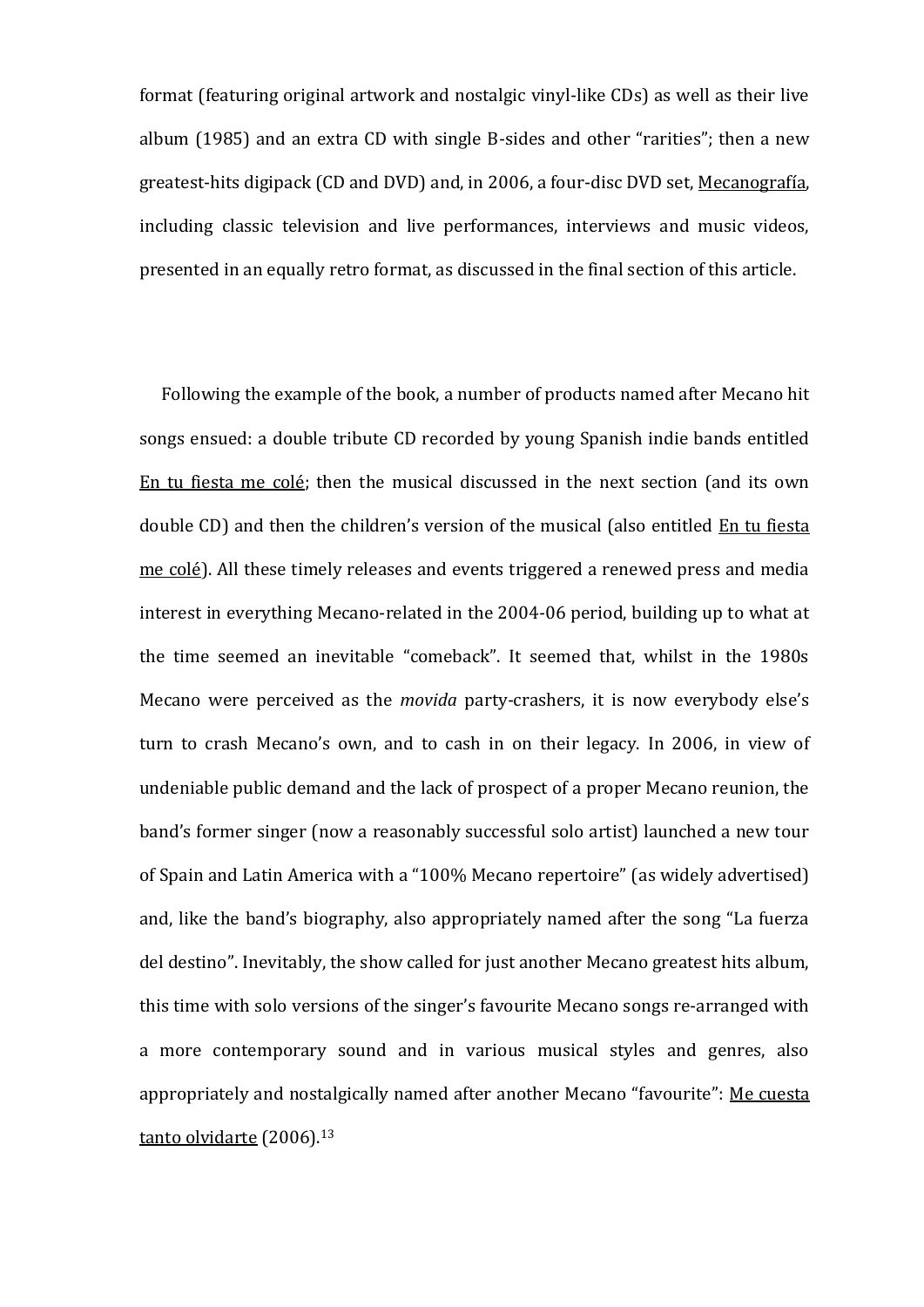format (featuring original artwork and nostalgic vinyl-like CDs) as well as their live album (1985) and an extra CD with single B-sides and other "rarities"; then a new greatest-hits digipack (CD and DVD) and, in 2006, a four-disc DVD set, Mecanografía, including classic television and live performances, interviews and music videos, presented in an equally retro format, as discussed in the final section of this article.

Following the example of the book, a number of products named after Mecano hit songs ensued: a double tribute CD recorded by young Spanish indie bands entitled En tu fiesta me colé; then the musical discussed in the next section (and its own double CD) and then the children's version of the musical (also entitled En tu fiesta me colé). All these timely releases and events triggered a renewed press and media interest in everything Mecano-related in the 2004-06 period, building up to what at the time seemed an inevitable "comeback". It seemed that, whilst in the 1980s Mecano were perceived as the *movida* party-crashers, it is now everybody else's turn to crash Mecano's own, and to cash in on their legacy. In 2006, in view of undeniable public demand and the lack of prospect of a proper Mecano reunion, the band's former singer (now a reasonably successful solo artist) launched a new tour of Spain and Latin America with a "100% Mecano repertoire" (as widely advertised) and, like the band's biography, also appropriately named after the song "La fuerza del destino". Inevitably, the show called for just another Mecano greatest hits album, this time with solo versions of the singer's favourite Mecano songs re-arranged with a more contemporary sound and in various musical styles and genres, also appropriately and nostalgically named after another Mecano "favourite": Me cuesta tanto olvidarte (2006).[13]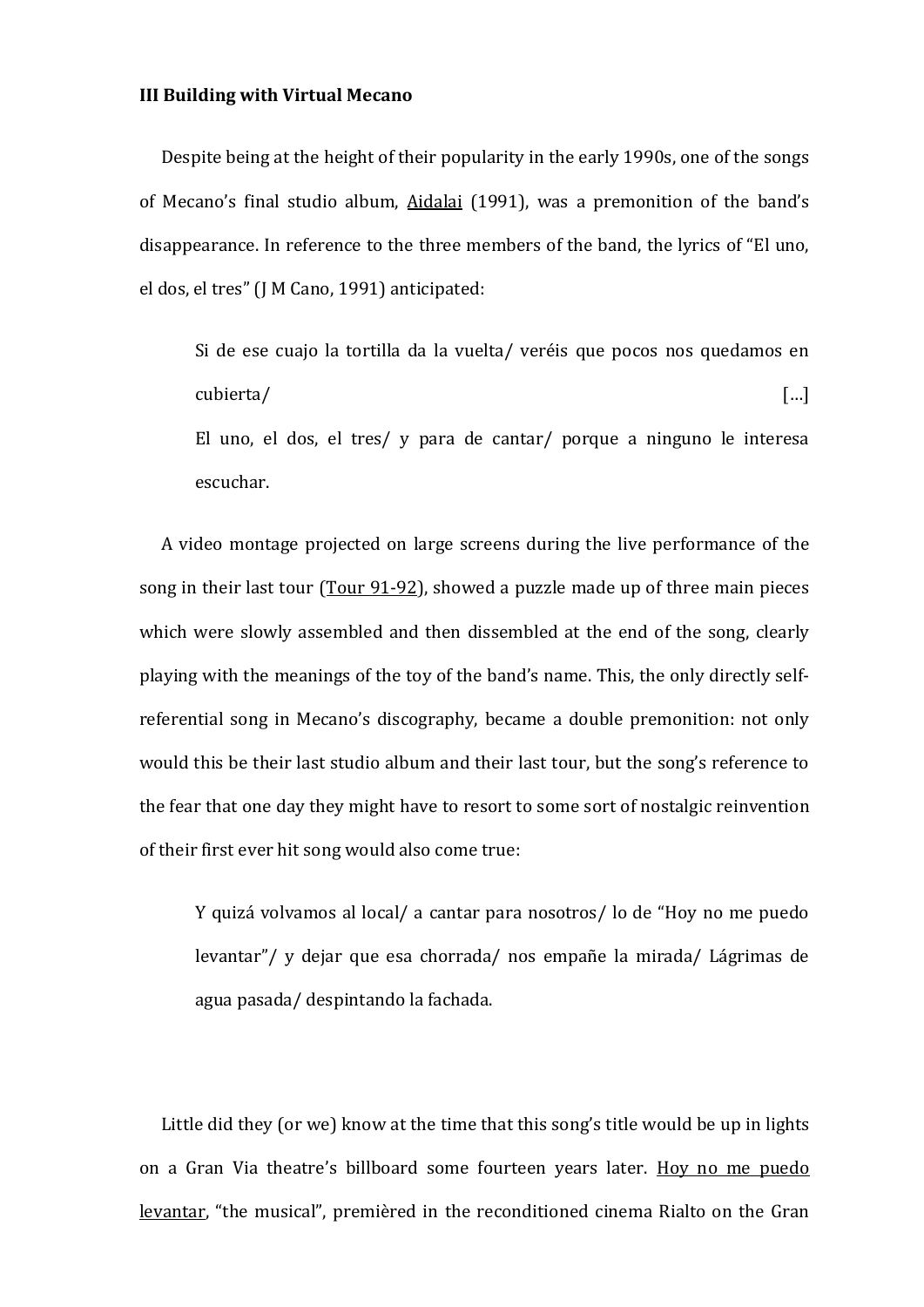**III Building with Virtual Mecano**

Despite being at the height of their popularity in the early 1990s, one of the songs of Mecano's final studio album, <u>Aidalai</u> (1991), was a premonition of the band's disappearance. In reference to the three members of the band, the lyrics of "El uno, el dos, el tres" (J M Cano, 1991) anticipated:

> Si de ese cuajo la tortilla da la vuelta/ veréis que pocos nos quedamos en cubierta/ […]
> El uno, el dos, el tres/ y para de cantar/ porque a ninguno le interesa escuchar.

A video montage projected on large screens during the live performance of the song in their last tour (<u>Tour 91-92</u>), showed a puzzle made up of three main pieces which were slowly assembled and then dissembled at the end of the song, clearly playing with the meanings of the toy of the band's name. This, the only directly self-referential song in Mecano's discography, became a double premonition: not only would this be their last studio album and their last tour, but the song's reference to the fear that one day they might have to resort to some sort of nostalgic reinvention of their first ever hit song would also come true:

> Y quizá volvamos al local/ a cantar para nosotros/ lo de "Hoy no me puedo levantar"/ y dejar que esa chorrada/ nos empañe la mirada/ Lágrimas de agua pasada/ despintando la fachada.

Little did they (or we) know at the time that this song's title would be up in lights on a Gran Via theatre's billboard some fourteen years later. <u>Hoy no me puedo levantar</u>, "the musical", premièred in the reconditioned cinema Rialto on the Gran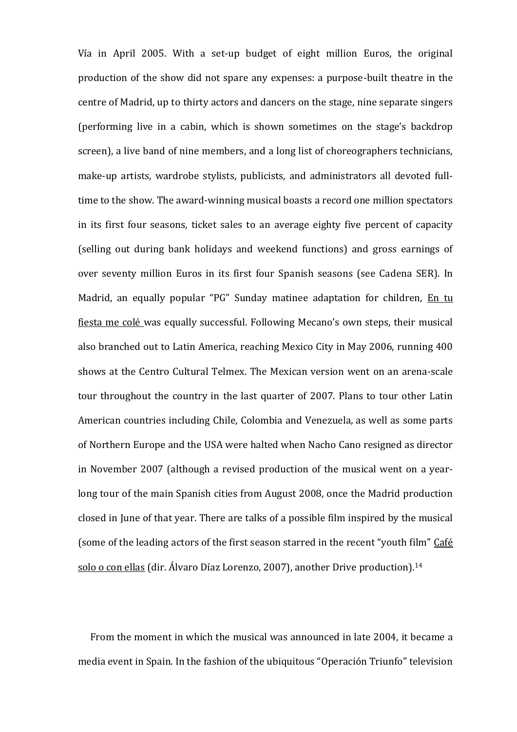Vía in April 2005. With a set-up budget of eight million Euros, the original production of the show did not spare any expenses: a purpose-built theatre in the centre of Madrid, up to thirty actors and dancers on the stage, nine separate singers (performing live in a cabin, which is shown sometimes on the stage's backdrop screen), a live band of nine members, and a long list of choreographers technicians, make-up artists, wardrobe stylists, publicists, and administrators all devoted full-time to the show. The award-winning musical boasts a record one million spectators in its first four seasons, ticket sales to an average eighty five percent of capacity (selling out during bank holidays and weekend functions) and gross earnings of over seventy million Euros in its first four Spanish seasons (see Cadena SER). In Madrid, an equally popular "PG" Sunday matinee adaptation for children, En tu fiesta me colé was equally successful. Following Mecano's own steps, their musical also branched out to Latin America, reaching Mexico City in May 2006, running 400 shows at the Centro Cultural Telmex. The Mexican version went on an arena-scale tour throughout the country in the last quarter of 2007. Plans to tour other Latin American countries including Chile, Colombia and Venezuela, as well as some parts of Northern Europe and the USA were halted when Nacho Cano resigned as director in November 2007 (although a revised production of the musical went on a year-long tour of the main Spanish cities from August 2008, once the Madrid production closed in June of that year. There are talks of a possible film inspired by the musical (some of the leading actors of the first season starred in the recent "youth film" Café solo o con ellas (dir. Álvaro Díaz Lorenzo, 2007), another Drive production).[14]

From the moment in which the musical was announced in late 2004, it became a media event in Spain. In the fashion of the ubiquitous "Operación Triunfo" television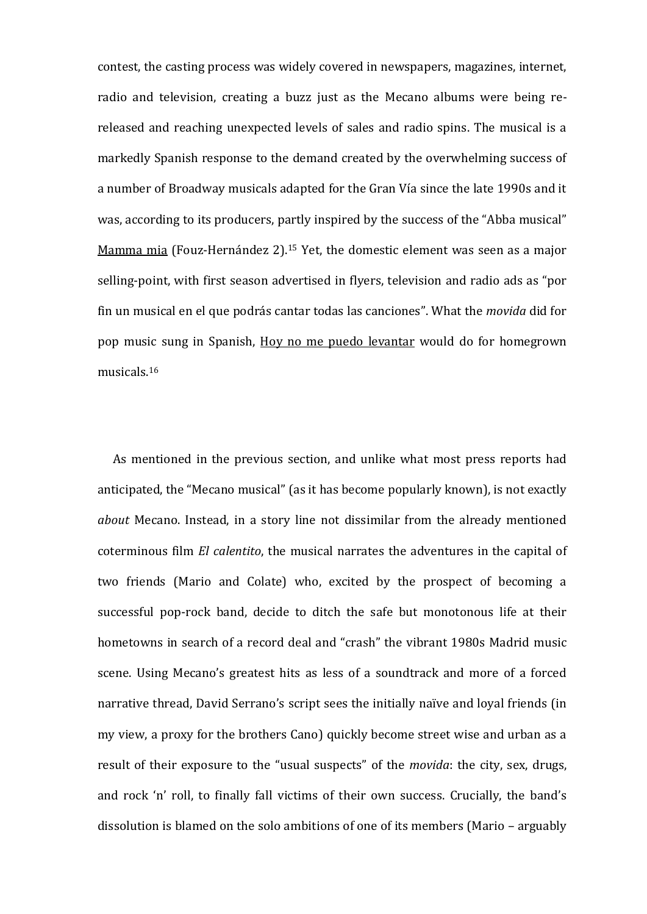contest, the casting process was widely covered in newspapers, magazines, internet, radio and television, creating a buzz just as the Mecano albums were being re-released and reaching unexpected levels of sales and radio spins. The musical is a markedly Spanish response to the demand created by the overwhelming success of a number of Broadway musicals adapted for the Gran Vía since the late 1990s and it was, according to its producers, partly inspired by the success of the "Abba musical" Mamma mia (Fouz-Hernández 2).[15] Yet, the domestic element was seen as a major selling-point, with first season advertised in flyers, television and radio ads as "por fin un musical en el que podrás cantar todas las canciones". What the *movida* did for pop music sung in Spanish, Hoy no me puedo levantar would do for homegrown musicals.[16]

As mentioned in the previous section, and unlike what most press reports had anticipated, the "Mecano musical" (as it has become popularly known), is not exactly *about* Mecano. Instead, in a story line not dissimilar from the already mentioned coterminous film *El calentito*, the musical narrates the adventures in the capital of two friends (Mario and Colate) who, excited by the prospect of becoming a successful pop-rock band, decide to ditch the safe but monotonous life at their hometowns in search of a record deal and "crash" the vibrant 1980s Madrid music scene. Using Mecano's greatest hits as less of a soundtrack and more of a forced narrative thread, David Serrano's script sees the initially naïve and loyal friends (in my view, a proxy for the brothers Cano) quickly become street wise and urban as a result of their exposure to the "usual suspects" of the *movida*: the city, sex, drugs, and rock 'n' roll, to finally fall victims of their own success. Crucially, the band's dissolution is blamed on the solo ambitions of one of its members (Mario – arguably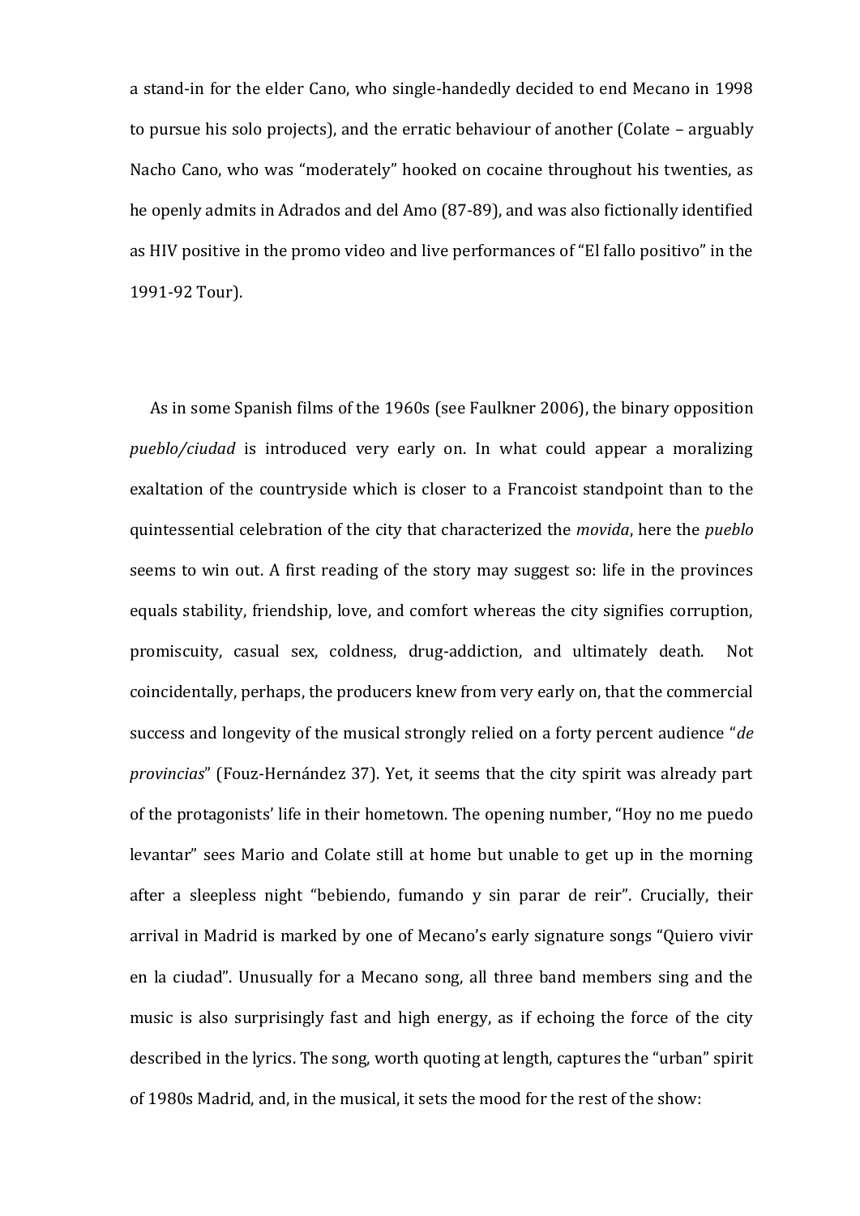a stand-in for the elder Cano, who single-handedly decided to end Mecano in 1998 to pursue his solo projects), and the erratic behaviour of another (Colate – arguably Nacho Cano, who was "moderately" hooked on cocaine throughout his twenties, as he openly admits in Adrados and del Amo (87-89), and was also fictionally identified as HIV positive in the promo video and live performances of "El fallo positivo" in the 1991-92 Tour).

As in some Spanish films of the 1960s (see Faulkner 2006), the binary opposition *pueblo/ciudad* is introduced very early on. In what could appear a moralizing exaltation of the countryside which is closer to a Francoist standpoint than to the quintessential celebration of the city that characterized the *movida*, here the *pueblo* seems to win out. A first reading of the story may suggest so: life in the provinces equals stability, friendship, love, and comfort whereas the city signifies corruption, promiscuity, casual sex, coldness, drug-addiction, and ultimately death. Not coincidentally, perhaps, the producers knew from very early on, that the commercial success and longevity of the musical strongly relied on a forty percent audience "*de provincias*" (Fouz-Hernández 37). Yet, it seems that the city spirit was already part of the protagonists' life in their hometown. The opening number, "Hoy no me puedo levantar" sees Mario and Colate still at home but unable to get up in the morning after a sleepless night "bebiendo, fumando y sin parar de reir". Crucially, their arrival in Madrid is marked by one of Mecano's early signature songs "Quiero vivir en la ciudad". Unusually for a Mecano song, all three band members sing and the music is also surprisingly fast and high energy, as if echoing the force of the city described in the lyrics. The song, worth quoting at length, captures the "urban" spirit of 1980s Madrid, and, in the musical, it sets the mood for the rest of the show: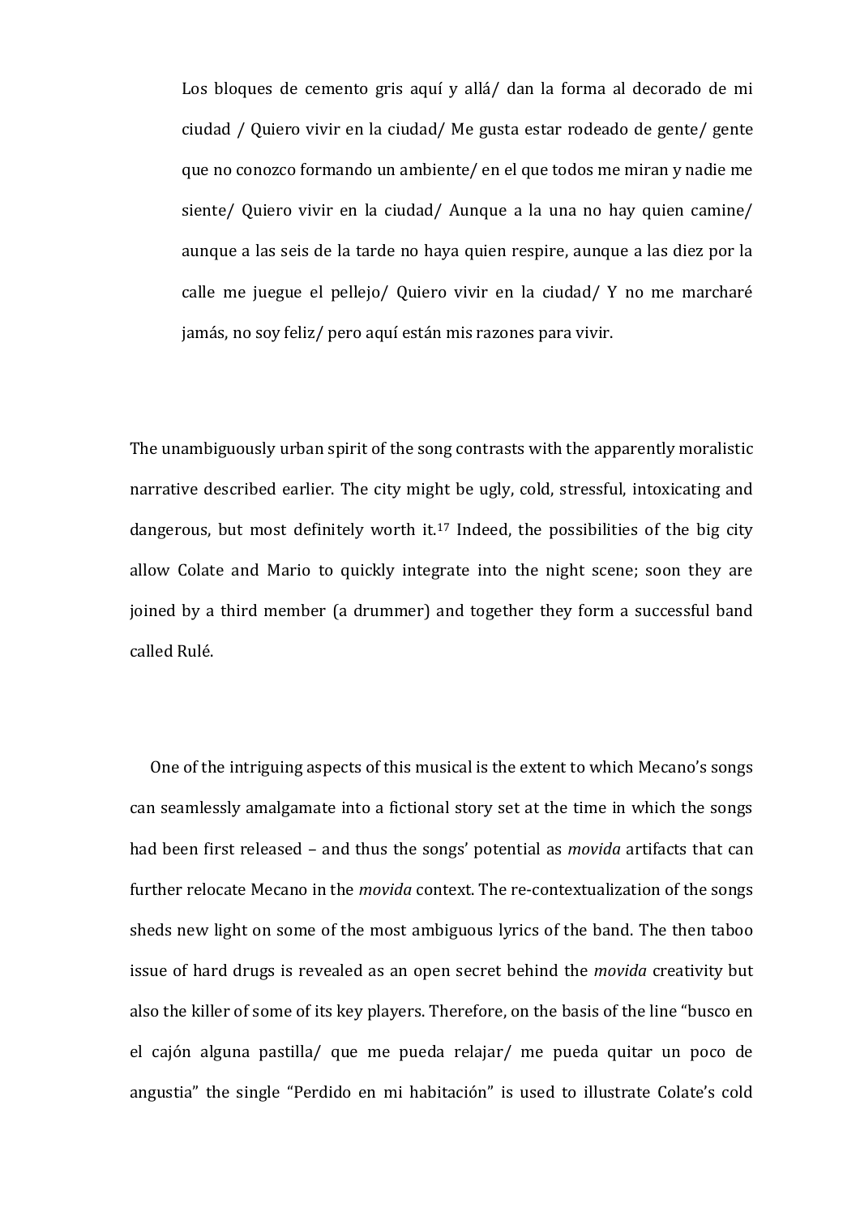> Los bloques de cemento gris aquí y allá/ dan la forma al decorado de mi ciudad / Quiero vivir en la ciudad/ Me gusta estar rodeado de gente/ gente que no conozco formando un ambiente/ en el que todos me miran y nadie me siente/ Quiero vivir en la ciudad/ Aunque a la una no hay quien camine/ aunque a las seis de la tarde no haya quien respire, aunque a las diez por la calle me juegue el pellejo/ Quiero vivir en la ciudad/ Y no me marcharé jamás, no soy feliz/ pero aquí están mis razones para vivir.

The unambiguously urban spirit of the song contrasts with the apparently moralistic narrative described earlier. The city might be ugly, cold, stressful, intoxicating and dangerous, but most definitely worth it.[17] Indeed, the possibilities of the big city allow Colate and Mario to quickly integrate into the night scene; soon they are joined by a third member (a drummer) and together they form a successful band called Rulé.

One of the intriguing aspects of this musical is the extent to which Mecano's songs can seamlessly amalgamate into a fictional story set at the time in which the songs had been first released – and thus the songs' potential as *movida* artifacts that can further relocate Mecano in the *movida* context. The re-contextualization of the songs sheds new light on some of the most ambiguous lyrics of the band. The then taboo issue of hard drugs is revealed as an open secret behind the *movida* creativity but also the killer of some of its key players. Therefore, on the basis of the line "busco en el cajón alguna pastilla/ que me pueda relajar/ me pueda quitar un poco de angustia" the single "Perdido en mi habitación" is used to illustrate Colate's cold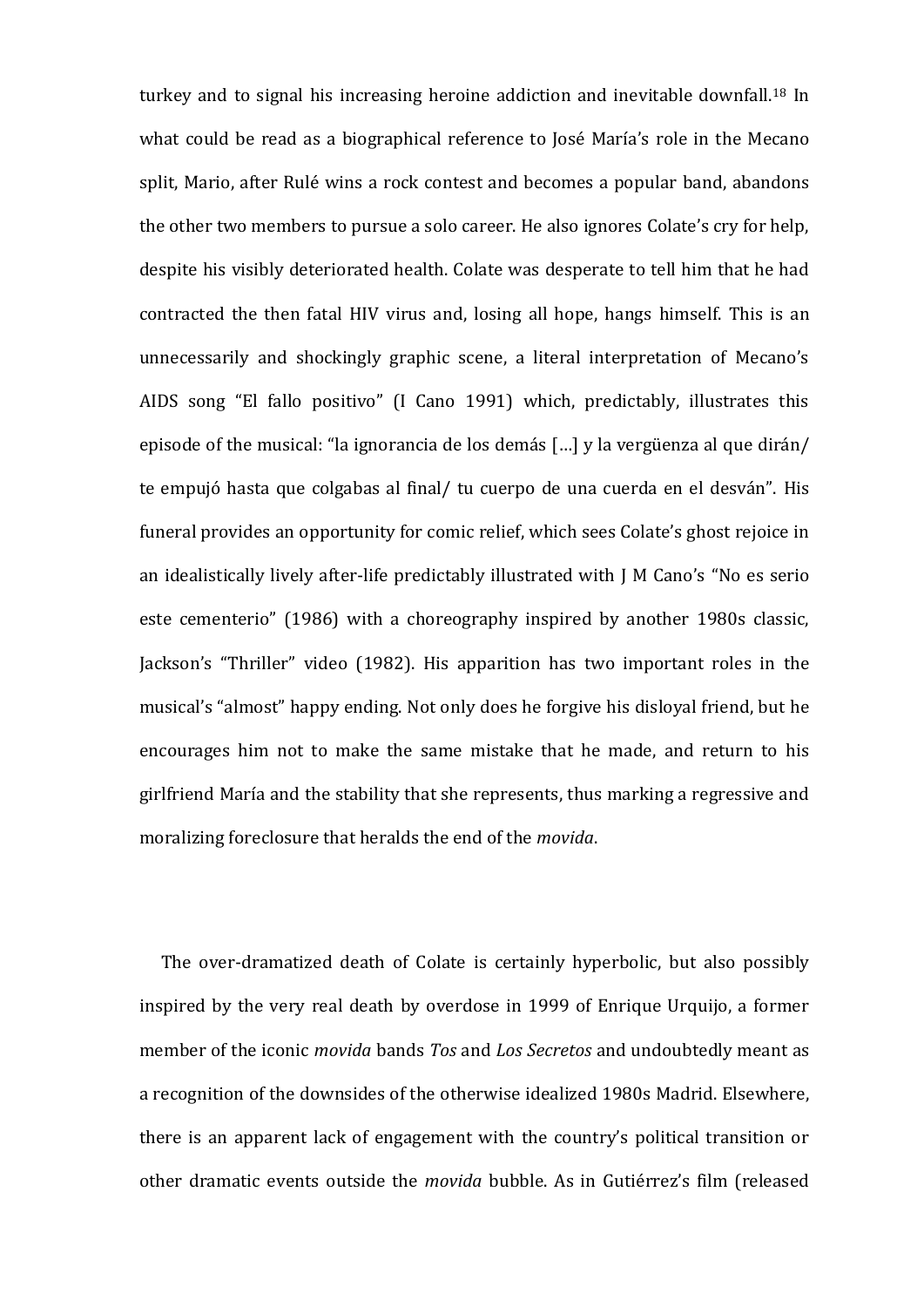turkey and to signal his increasing heroine addiction and inevitable downfall.[18] In what could be read as a biographical reference to José María's role in the Mecano split, Mario, after Rulé wins a rock contest and becomes a popular band, abandons the other two members to pursue a solo career. He also ignores Colate's cry for help, despite his visibly deteriorated health. Colate was desperate to tell him that he had contracted the then fatal HIV virus and, losing all hope, hangs himself. This is an unnecessarily and shockingly graphic scene, a literal interpretation of Mecano's AIDS song "El fallo positivo" (I Cano 1991) which, predictably, illustrates this episode of the musical: "la ignorancia de los demás […] y la vergüenza al que dirán/ te empujó hasta que colgabas al final/ tu cuerpo de una cuerda en el desván". His funeral provides an opportunity for comic relief, which sees Colate's ghost rejoice in an idealistically lively after-life predictably illustrated with J M Cano's "No es serio este cementerio" (1986) with a choreography inspired by another 1980s classic, Jackson's "Thriller" video (1982). His apparition has two important roles in the musical's "almost" happy ending. Not only does he forgive his disloyal friend, but he encourages him not to make the same mistake that he made, and return to his girlfriend María and the stability that she represents, thus marking a regressive and moralizing foreclosure that heralds the end of the *movida*.

The over-dramatized death of Colate is certainly hyperbolic, but also possibly inspired by the very real death by overdose in 1999 of Enrique Urquijo, a former member of the iconic *movida* bands *Tos* and *Los Secretos* and undoubtedly meant as a recognition of the downsides of the otherwise idealized 1980s Madrid. Elsewhere, there is an apparent lack of engagement with the country's political transition or other dramatic events outside the *movida* bubble. As in Gutiérrez's film (released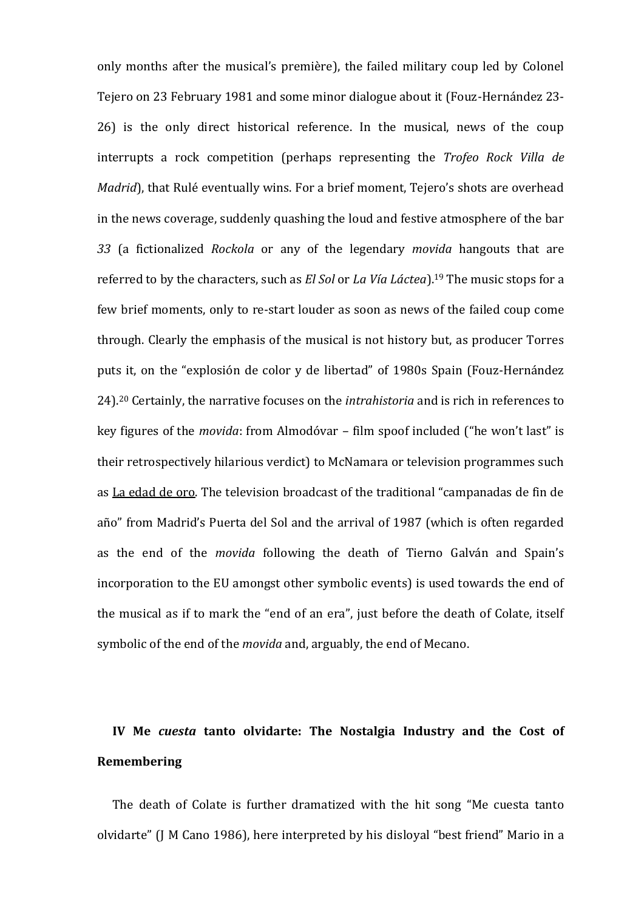only months after the musical's première), the failed military coup led by Colonel Tejero on 23 February 1981 and some minor dialogue about it (Fouz-Hernández 23-26) is the only direct historical reference. In the musical, news of the coup interrupts a rock competition (perhaps representing the *Trofeo Rock Villa de Madrid*), that Rulé eventually wins. For a brief moment, Tejero's shots are overhead in the news coverage, suddenly quashing the loud and festive atmosphere of the bar *33* (a fictionalized *Rockola* or any of the legendary *movida* hangouts that are referred to by the characters, such as *El Sol* or *La Vía Láctea*).[19] The music stops for a few brief moments, only to re-start louder as soon as news of the failed coup come through. Clearly the emphasis of the musical is not history but, as producer Torres puts it, on the "explosión de color y de libertad" of 1980s Spain (Fouz-Hernández 24).[20] Certainly, the narrative focuses on the *intrahistoria* and is rich in references to key figures of the *movida*: from Almodóvar – film spoof included ("he won't last" is their retrospectively hilarious verdict) to McNamara or television programmes such as <u>La edad de oro</u>. The television broadcast of the traditional "campanadas de fin de año" from Madrid's Puerta del Sol and the arrival of 1987 (which is often regarded as the end of the *movida* following the death of Tierno Galván and Spain's incorporation to the EU amongst other symbolic events) is used towards the end of the musical as if to mark the "end of an era", just before the death of Colate, itself symbolic of the end of the *movida* and, arguably, the end of Mecano.

## IV Me *cuesta* tanto olvidarte: The Nostalgia Industry and the Cost of Remembering

The death of Colate is further dramatized with the hit song "Me cuesta tanto olvidarte" (J M Cano 1986), here interpreted by his disloyal "best friend" Mario in a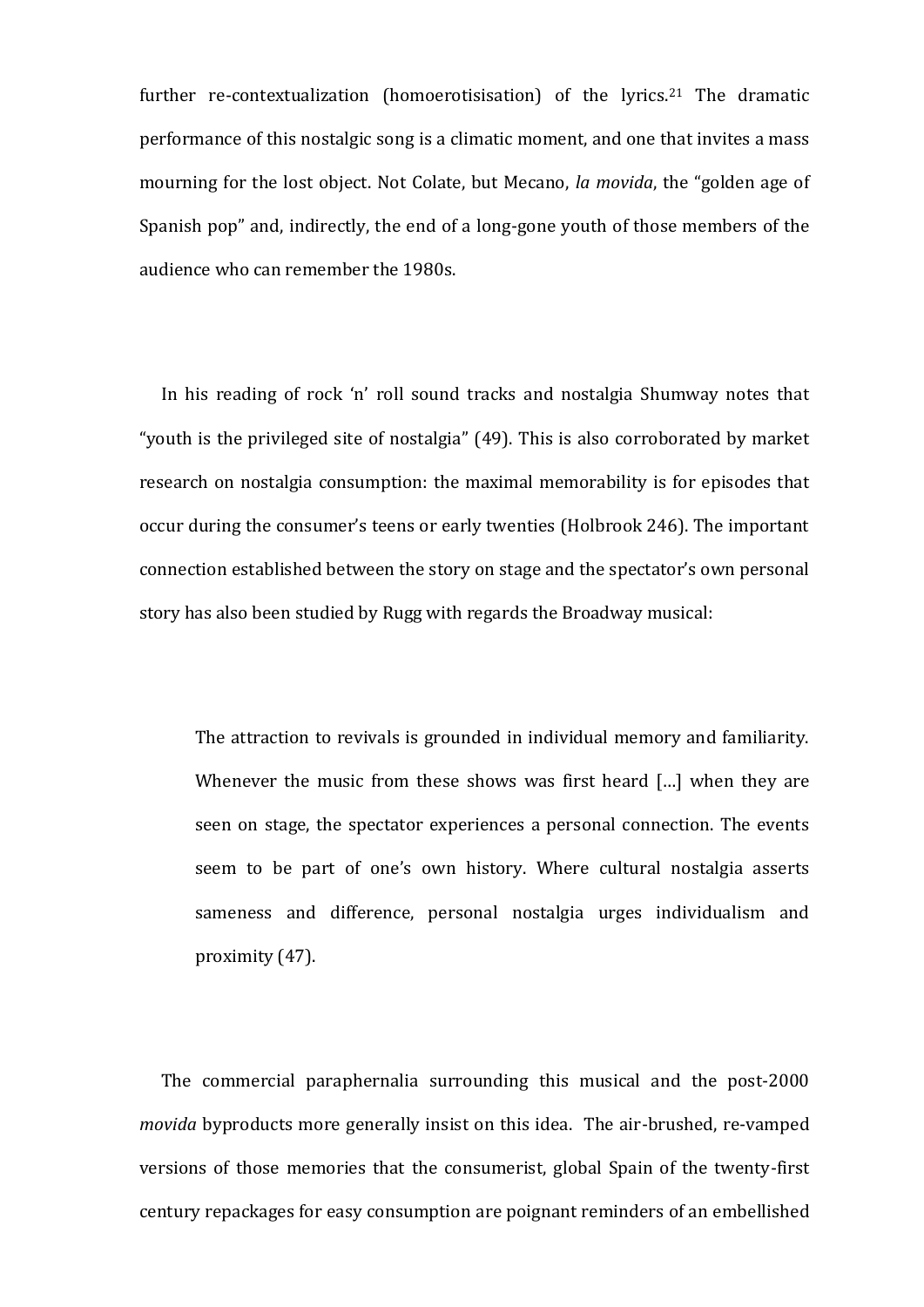further re-contextualization (homoerotisisation) of the lyrics.[21] The dramatic performance of this nostalgic song is a climatic moment, and one that invites a mass mourning for the lost object. Not Colate, but Mecano, *la movida*, the "golden age of Spanish pop" and, indirectly, the end of a long-gone youth of those members of the audience who can remember the 1980s.

In his reading of rock 'n' roll sound tracks and nostalgia Shumway notes that "youth is the privileged site of nostalgia" (49). This is also corroborated by market research on nostalgia consumption: the maximal memorability is for episodes that occur during the consumer's teens or early twenties (Holbrook 246). The important connection established between the story on stage and the spectator's own personal story has also been studied by Rugg with regards the Broadway musical:

> The attraction to revivals is grounded in individual memory and familiarity. Whenever the music from these shows was first heard [...] when they are seen on stage, the spectator experiences a personal connection. The events seem to be part of one's own history. Where cultural nostalgia asserts sameness and difference, personal nostalgia urges individualism and proximity (47).

The commercial paraphernalia surrounding this musical and the post-2000 *movida* byproducts more generally insist on this idea. The air-brushed, re-vamped versions of those memories that the consumerist, global Spain of the twenty-first century repackages for easy consumption are poignant reminders of an embellished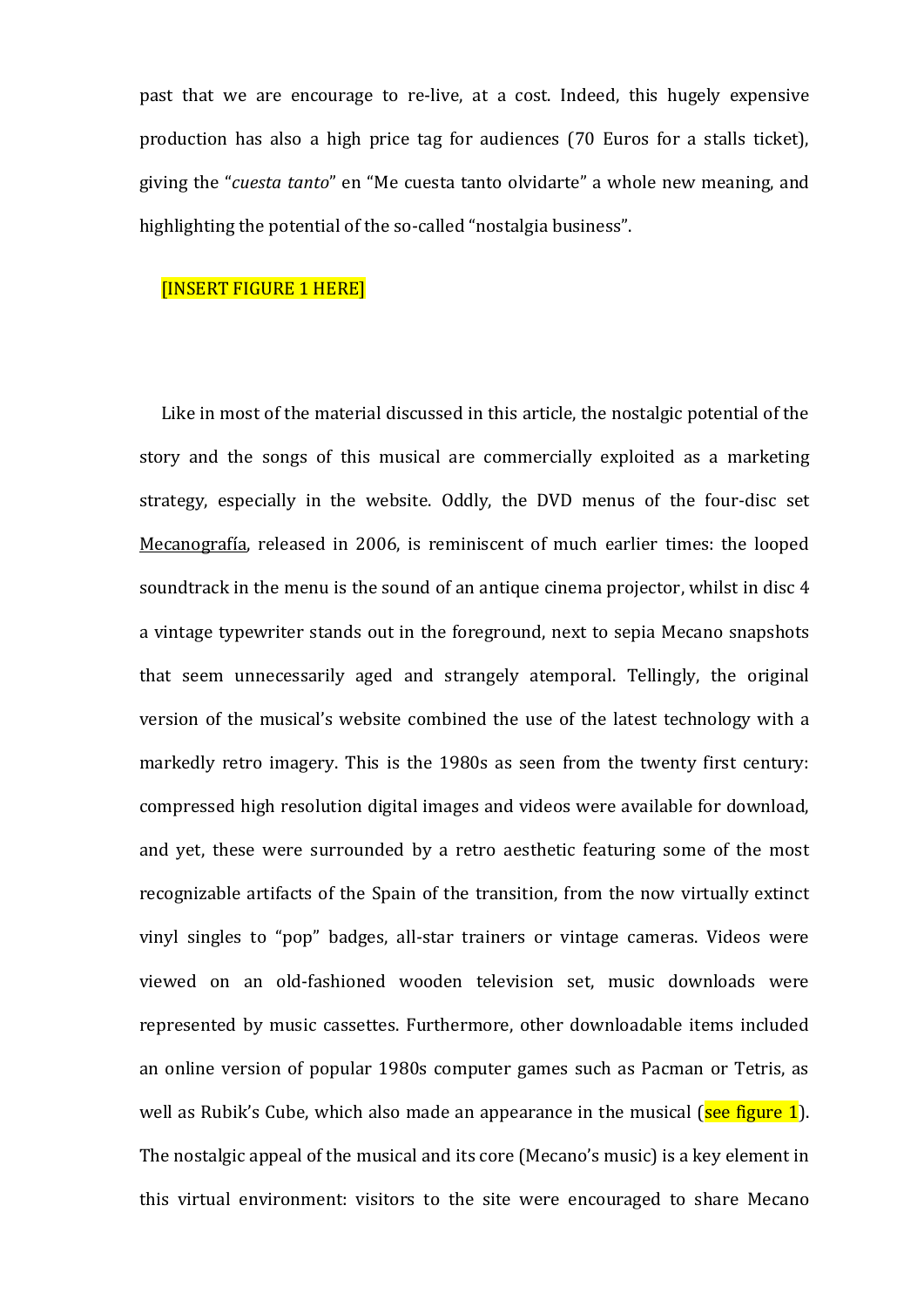past that we are encourage to re-live, at a cost. Indeed, this hugely expensive production has also a high price tag for audiences (70 Euros for a stalls ticket), giving the "*cuesta tanto*" en "Me cuesta tanto olvidarte" a whole new meaning, and highlighting the potential of the so-called "nostalgia business".

[INSERT FIGURE 1 HERE]

Like in most of the material discussed in this article, the nostalgic potential of the story and the songs of this musical are commercially exploited as a marketing strategy, especially in the website. Oddly, the DVD menus of the four-disc set <u>Mecanografía</u>, released in 2006, is reminiscent of much earlier times: the looped soundtrack in the menu is the sound of an antique cinema projector, whilst in disc 4 a vintage typewriter stands out in the foreground, next to sepia Mecano snapshots that seem unnecessarily aged and strangely atemporal. Tellingly, the original version of the musical's website combined the use of the latest technology with a markedly retro imagery. This is the 1980s as seen from the twenty first century: compressed high resolution digital images and videos were available for download, and yet, these were surrounded by a retro aesthetic featuring some of the most recognizable artifacts of the Spain of the transition, from the now virtually extinct vinyl singles to "pop" badges, all-star trainers or vintage cameras. Videos were viewed on an old-fashioned wooden television set, music downloads were represented by music cassettes. Furthermore, other downloadable items included an online version of popular 1980s computer games such as Pacman or Tetris, as well as Rubik's Cube, which also made an appearance in the musical (see figure 1). The nostalgic appeal of the musical and its core (Mecano's music) is a key element in this virtual environment: visitors to the site were encouraged to share Mecano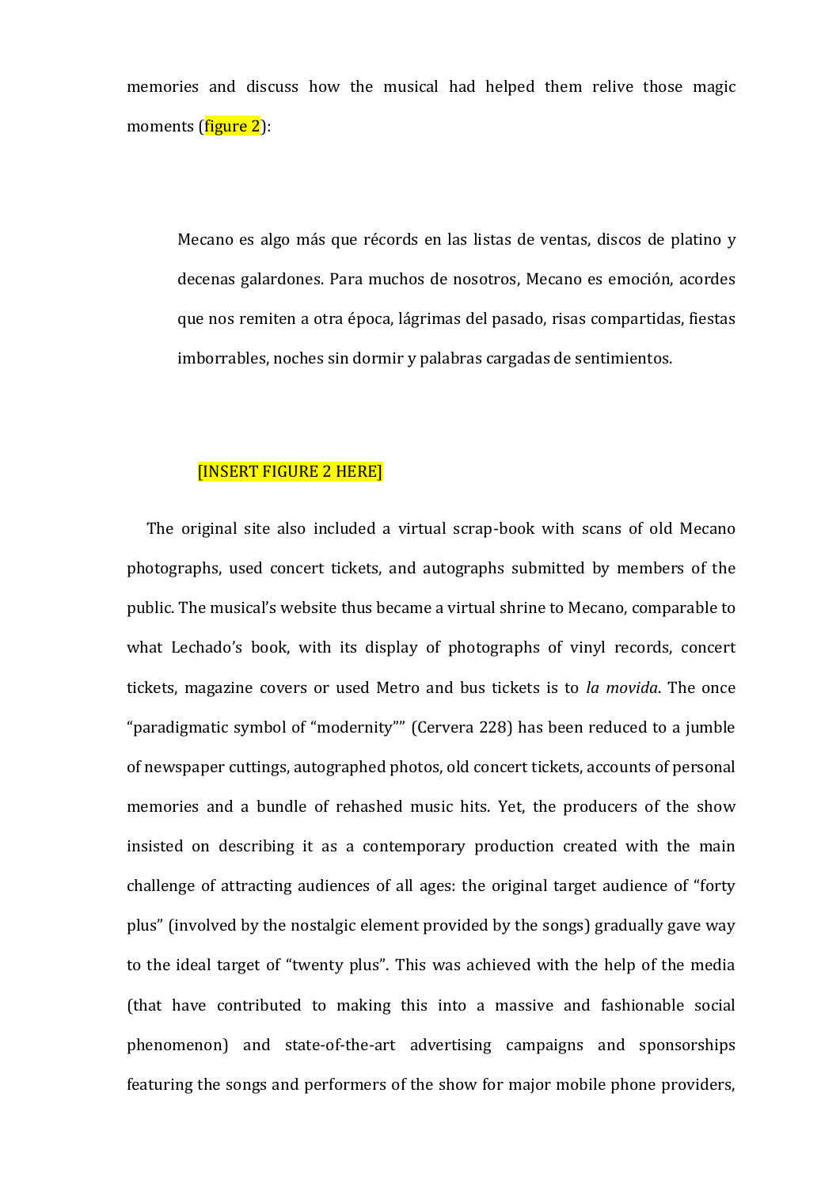memories and discuss how the musical had helped them relive those magic moments (figure 2):

> Mecano es algo más que récords en las listas de ventas, discos de platino y decenas galardones. Para muchos de nosotros, Mecano es emoción, acordes que nos remiten a otra época, lágrimas del pasado, risas compartidas, fiestas imborrables, noches sin dormir y palabras cargadas de sentimientos.

[INSERT FIGURE 2 HERE]

The original site also included a virtual scrap-book with scans of old Mecano photographs, used concert tickets, and autographs submitted by members of the public. The musical's website thus became a virtual shrine to Mecano, comparable to what Lechado's book, with its display of photographs of vinyl records, concert tickets, magazine covers or used Metro and bus tickets is to *la movida*. The once "paradigmatic symbol of "modernity"" (Cervera 228) has been reduced to a jumble of newspaper cuttings, autographed photos, old concert tickets, accounts of personal memories and a bundle of rehashed music hits. Yet, the producers of the show insisted on describing it as a contemporary production created with the main challenge of attracting audiences of all ages: the original target audience of "forty plus" (involved by the nostalgic element provided by the songs) gradually gave way to the ideal target of "twenty plus". This was achieved with the help of the media (that have contributed to making this into a massive and fashionable social phenomenon) and state-of-the-art advertising campaigns and sponsorships featuring the songs and performers of the show for major mobile phone providers,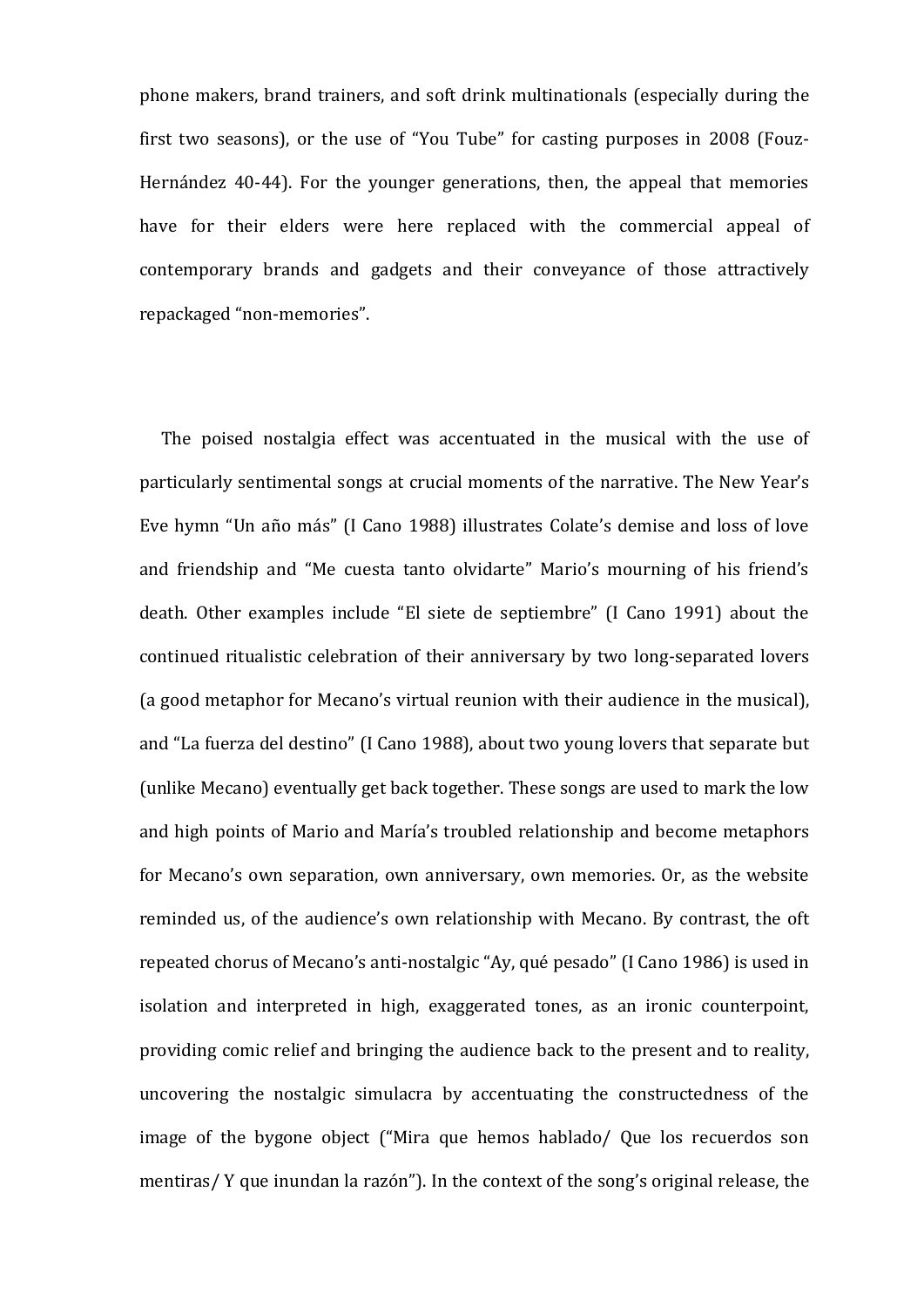phone makers, brand trainers, and soft drink multinationals (especially during the first two seasons), or the use of "You Tube" for casting purposes in 2008 (Fouz-Hernández 40-44). For the younger generations, then, the appeal that memories have for their elders were here replaced with the commercial appeal of contemporary brands and gadgets and their conveyance of those attractively repackaged "non-memories".

The poised nostalgia effect was accentuated in the musical with the use of particularly sentimental songs at crucial moments of the narrative. The New Year's Eve hymn "Un año más" (I Cano 1988) illustrates Colate's demise and loss of love and friendship and "Me cuesta tanto olvidarte" Mario's mourning of his friend's death. Other examples include "El siete de septiembre" (I Cano 1991) about the continued ritualistic celebration of their anniversary by two long-separated lovers (a good metaphor for Mecano's virtual reunion with their audience in the musical), and "La fuerza del destino" (I Cano 1988), about two young lovers that separate but (unlike Mecano) eventually get back together. These songs are used to mark the low and high points of Mario and María's troubled relationship and become metaphors for Mecano's own separation, own anniversary, own memories. Or, as the website reminded us, of the audience's own relationship with Mecano. By contrast, the oft repeated chorus of Mecano's anti-nostalgic "Ay, qué pesado" (I Cano 1986) is used in isolation and interpreted in high, exaggerated tones, as an ironic counterpoint, providing comic relief and bringing the audience back to the present and to reality, uncovering the nostalgic simulacra by accentuating the constructedness of the image of the bygone object ("Mira que hemos hablado/ Que los recuerdos son mentiras/ Y que inundan la razón"). In the context of the song's original release, the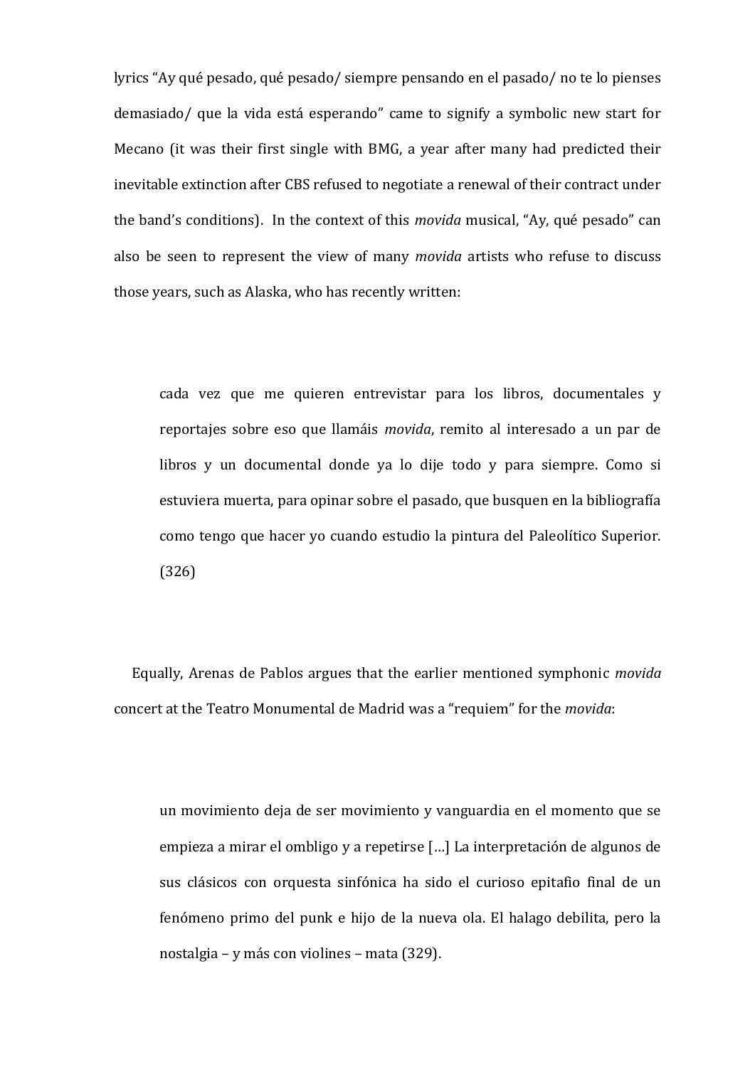lyrics "Ay qué pesado, qué pesado/ siempre pensando en el pasado/ no te lo pienses demasiado/ que la vida está esperando" came to signify a symbolic new start for Mecano (it was their first single with BMG, a year after many had predicted their inevitable extinction after CBS refused to negotiate a renewal of their contract under the band's conditions). In the context of this *movida* musical, "Ay, qué pesado" can also be seen to represent the view of many *movida* artists who refuse to discuss those years, such as Alaska, who has recently written:

> cada vez que me quieren entrevistar para los libros, documentales y reportajes sobre eso que llamáis *movida*, remito al interesado a un par de libros y un documental donde ya lo dije todo y para siempre. Como si estuviera muerta, para opinar sobre el pasado, que busquen en la bibliografía como tengo que hacer yo cuando estudio la pintura del Paleolítico Superior. (326)

Equally, Arenas de Pablos argues that the earlier mentioned symphonic *movida* concert at the Teatro Monumental de Madrid was a "requiem" for the *movida*:

> un movimiento deja de ser movimiento y vanguardia en el momento que se empieza a mirar el ombligo y a repetirse […] La interpretación de algunos de sus clásicos con orquesta sinfónica ha sido el curioso epitafio final de un fenómeno primo del punk e hijo de la nueva ola. El halago debilita, pero la nostalgia – y más con violines – mata (329).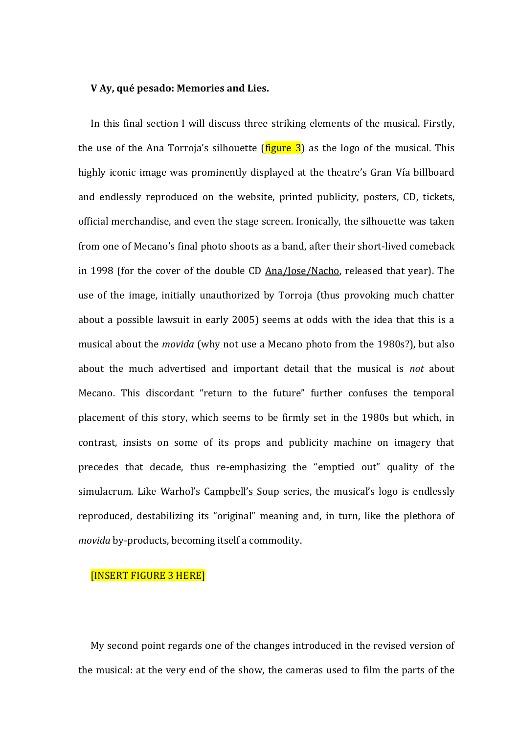**V Ay, qué pesado: Memories and Lies.**

In this final section I will discuss three striking elements of the musical. Firstly, the use of the Ana Torroja's silhouette (figure 3) as the logo of the musical. This highly iconic image was prominently displayed at the theatre's Gran Vía billboard and endlessly reproduced on the website, printed publicity, posters, CD, tickets, official merchandise, and even the stage screen. Ironically, the silhouette was taken from one of Mecano's final photo shoots as a band, after their short-lived comeback in 1998 (for the cover of the double CD Ana/Jose/Nacho, released that year). The use of the image, initially unauthorized by Torroja (thus provoking much chatter about a possible lawsuit in early 2005) seems at odds with the idea that this is a musical about the *movida* (why not use a Mecano photo from the 1980s?), but also about the much advertised and important detail that the musical is *not* about Mecano. This discordant "return to the future" further confuses the temporal placement of this story, which seems to be firmly set in the 1980s but which, in contrast, insists on some of its props and publicity machine on imagery that precedes that decade, thus re-emphasizing the "emptied out" quality of the simulacrum. Like Warhol's Campbell's Soup series, the musical's logo is endlessly reproduced, destabilizing its "original" meaning and, in turn, like the plethora of *movida* by-products, becoming itself a commodity.

[INSERT FIGURE 3 HERE]

My second point regards one of the changes introduced in the revised version of the musical: at the very end of the show, the cameras used to film the parts of the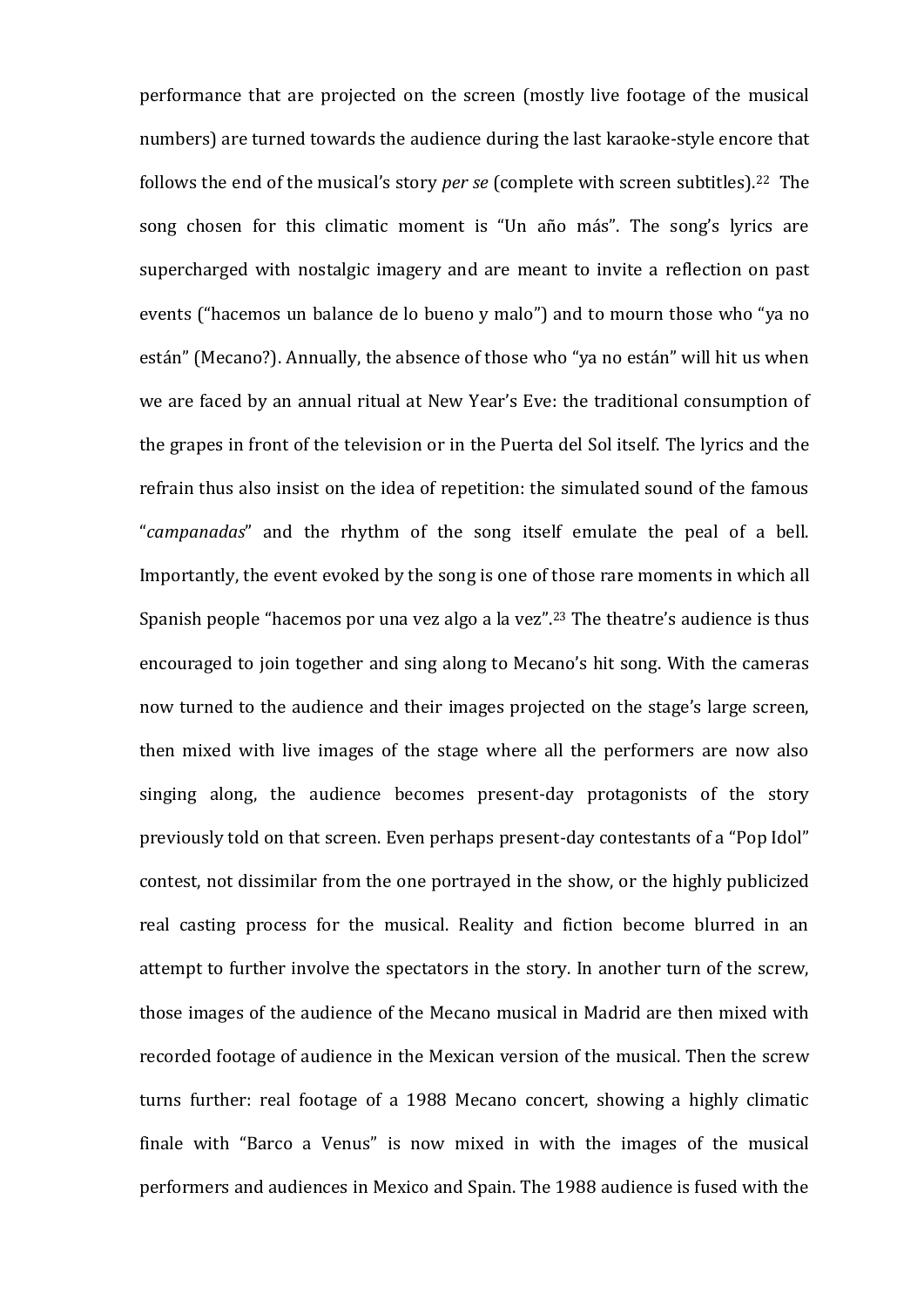performance that are projected on the screen (mostly live footage of the musical numbers) are turned towards the audience during the last karaoke-style encore that follows the end of the musical's story *per se* (complete with screen subtitles).[22] The song chosen for this climatic moment is "Un año más". The song's lyrics are supercharged with nostalgic imagery and are meant to invite a reflection on past events ("hacemos un balance de lo bueno y malo") and to mourn those who "ya no están" (Mecano?). Annually, the absence of those who "ya no están" will hit us when we are faced by an annual ritual at New Year's Eve: the traditional consumption of the grapes in front of the television or in the Puerta del Sol itself. The lyrics and the refrain thus also insist on the idea of repetition: the simulated sound of the famous "*campanadas*" and the rhythm of the song itself emulate the peal of a bell. Importantly, the event evoked by the song is one of those rare moments in which all Spanish people "hacemos por una vez algo a la vez".[23] The theatre's audience is thus encouraged to join together and sing along to Mecano's hit song. With the cameras now turned to the audience and their images projected on the stage's large screen, then mixed with live images of the stage where all the performers are now also singing along, the audience becomes present-day protagonists of the story previously told on that screen. Even perhaps present-day contestants of a "Pop Idol" contest, not dissimilar from the one portrayed in the show, or the highly publicized real casting process for the musical. Reality and fiction become blurred in an attempt to further involve the spectators in the story. In another turn of the screw, those images of the audience of the Mecano musical in Madrid are then mixed with recorded footage of audience in the Mexican version of the musical. Then the screw turns further: real footage of a 1988 Mecano concert, showing a highly climatic finale with "Barco a Venus" is now mixed in with the images of the musical performers and audiences in Mexico and Spain. The 1988 audience is fused with the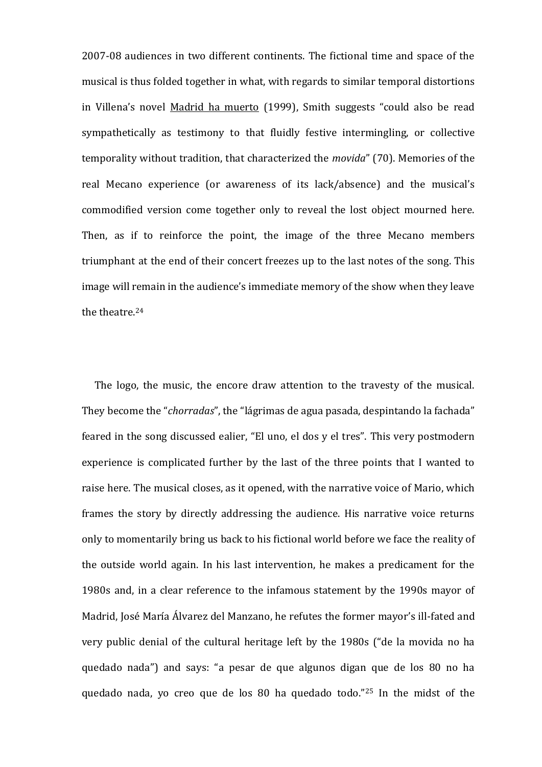2007-08 audiences in two different continents. The fictional time and space of the musical is thus folded together in what, with regards to similar temporal distortions in Villena's novel Madrid ha muerto (1999), Smith suggests "could also be read sympathetically as testimony to that fluidly festive intermingling, or collective temporality without tradition, that characterized the *movida*" (70). Memories of the real Mecano experience (or awareness of its lack/absence) and the musical's commodified version come together only to reveal the lost object mourned here. Then, as if to reinforce the point, the image of the three Mecano members triumphant at the end of their concert freezes up to the last notes of the song. This image will remain in the audience's immediate memory of the show when they leave the theatre.[24]

The logo, the music, the encore draw attention to the travesty of the musical. They become the "*chorradas*", the "lágrimas de agua pasada, despintando la fachada" feared in the song discussed ealier, "El uno, el dos y el tres". This very postmodern experience is complicated further by the last of the three points that I wanted to raise here. The musical closes, as it opened, with the narrative voice of Mario, which frames the story by directly addressing the audience. His narrative voice returns only to momentarily bring us back to his fictional world before we face the reality of the outside world again. In his last intervention, he makes a predicament for the 1980s and, in a clear reference to the infamous statement by the 1990s mayor of Madrid, José María Álvarez del Manzano, he refutes the former mayor's ill-fated and very public denial of the cultural heritage left by the 1980s ("de la movida no ha quedado nada") and says: "a pesar de que algunos digan que de los 80 no ha quedado nada, yo creo que de los 80 ha quedado todo."[25] In the midst of the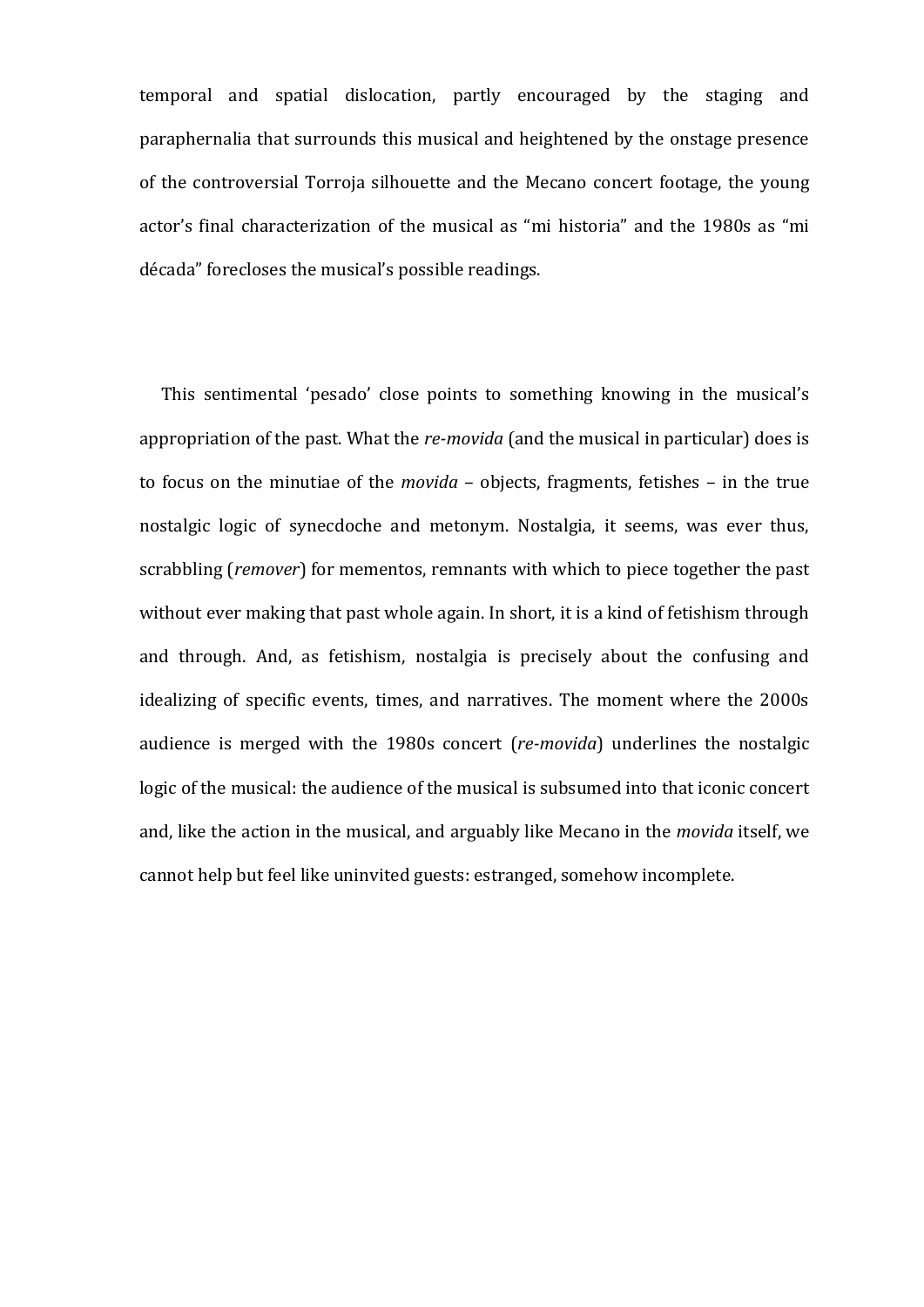temporal and spatial dislocation, partly encouraged by the staging and paraphernalia that surrounds this musical and heightened by the onstage presence of the controversial Torroja silhouette and the Mecano concert footage, the young actor's final characterization of the musical as "mi historia" and the 1980s as "mi década" forecloses the musical's possible readings.

This sentimental 'pesado' close points to something knowing in the musical's appropriation of the past. What the *re-movida* (and the musical in particular) does is to focus on the minutiae of the *movida* – objects, fragments, fetishes – in the true nostalgic logic of synecdoche and metonym. Nostalgia, it seems, was ever thus, scrabbling (*remover*) for mementos, remnants with which to piece together the past without ever making that past whole again. In short, it is a kind of fetishism through and through. And, as fetishism, nostalgia is precisely about the confusing and idealizing of specific events, times, and narratives. The moment where the 2000s audience is merged with the 1980s concert (*re-movida*) underlines the nostalgic logic of the musical: the audience of the musical is subsumed into that iconic concert and, like the action in the musical, and arguably like Mecano in the *movida* itself, we cannot help but feel like uninvited guests: estranged, somehow incomplete.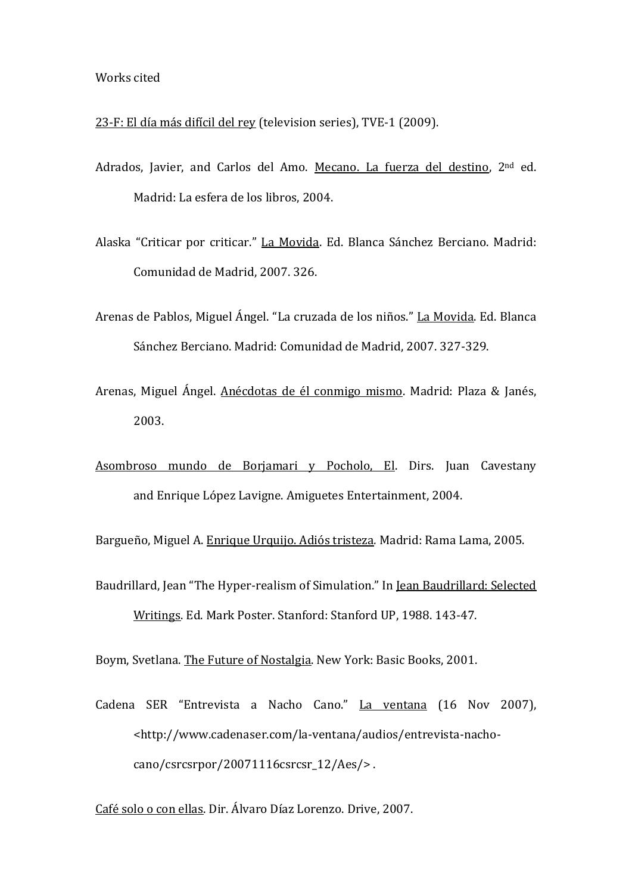Works cited

<u>23-F: El día más difícil del rey</u> (television series), TVE-1 (2009).

Adrados, Javier, and Carlos del Amo. <u>Mecano. La fuerza del destino</u>, 2nd ed. Madrid: La esfera de los libros, 2004.

Alaska "Criticar por criticar." <u>La Movida</u>. Ed. Blanca Sánchez Berciano. Madrid: Comunidad de Madrid, 2007. 326.

Arenas de Pablos, Miguel Ángel. "La cruzada de los niños." <u>La Movida</u>. Ed. Blanca Sánchez Berciano. Madrid: Comunidad de Madrid, 2007. 327-329.

Arenas, Miguel Ángel. <u>Anécdotas de él conmigo mismo</u>. Madrid: Plaza & Janés, 2003.

<u>Asombroso mundo de Borjamari y Pocholo, El</u>. Dirs. Juan Cavestany and Enrique López Lavigne. Amiguetes Entertainment, 2004.

Bargueño, Miguel A. <u>Enrique Urquijo. Adiós tristeza</u>. Madrid: Rama Lama, 2005.

Baudrillard, Jean "The Hyper-realism of Simulation." In <u>Jean Baudrillard: Selected Writings</u>. Ed. Mark Poster. Stanford: Stanford UP, 1988. 143-47.

Boym, Svetlana. <u>The Future of Nostalgia</u>. New York: Basic Books, 2001.

Cadena SER "Entrevista a Nacho Cano." <u>La ventana</u> (16 Nov 2007), <http://www.cadenaser.com/la-ventana/audios/entrevista-nacho-cano/csrcsrpor/20071116csrcsr_12/Aes/> .

<u>Café solo o con ellas</u>. Dir. Álvaro Díaz Lorenzo. Drive, 2007.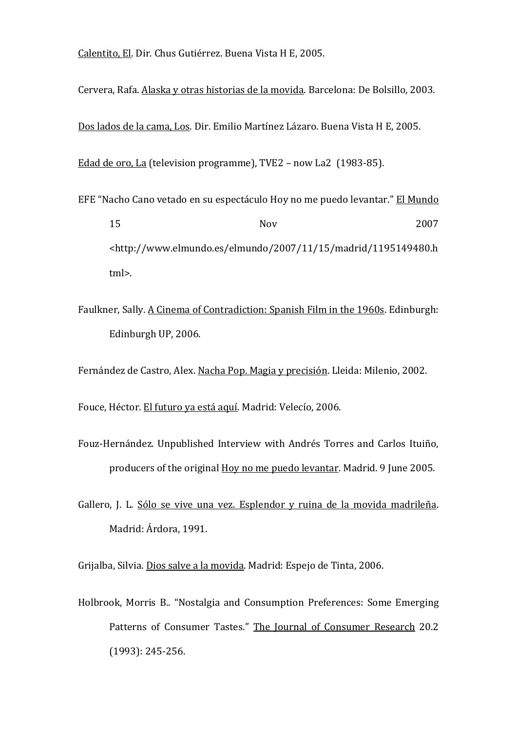<u>Calentito, El</u>. Dir. Chus Gutiérrez. Buena Vista H E, 2005.

Cervera, Rafa. <u>Alaska y otras historias de la movida</u>. Barcelona: De Bolsillo, 2003.

<u>Dos lados de la cama, Los</u>. Dir. Emilio Martínez Lázaro. Buena Vista H E, 2005.

<u>Edad de oro, La</u> (television programme), TVE2 – now La2 (1983-85).

EFE "Nacho Cano vetado en su espectáculo Hoy no me puedo levantar." <u>El Mundo</u> 15 Nov 2007 <http://www.elmundo.es/elmundo/2007/11/15/madrid/1195149480.html>.

Faulkner, Sally. <u>A Cinema of Contradiction: Spanish Film in the 1960s</u>. Edinburgh: Edinburgh UP, 2006.

Fernández de Castro, Alex. <u>Nacha Pop. Magia y precisión</u>. Lleida: Milenio, 2002.

Fouce, Héctor. <u>El futuro ya está aquí</u>. Madrid: Velecío, 2006.

Fouz-Hernández. Unpublished Interview with Andrés Torres and Carlos Ituiño, producers of the original <u>Hoy no me puedo levantar</u>. Madrid. 9 June 2005.

Gallero, J. L. <u>Sólo se vive una vez. Esplendor y ruina de la movida madrileña</u>. Madrid: Árdora, 1991.

Grijalba, Silvia. <u>Dios salve a la movida</u>. Madrid: Espejo de Tinta, 2006.

Holbrook, Morris B.. "Nostalgia and Consumption Preferences: Some Emerging Patterns of Consumer Tastes." <u>The Journal of Consumer Research</u> 20.2 (1993): 245-256.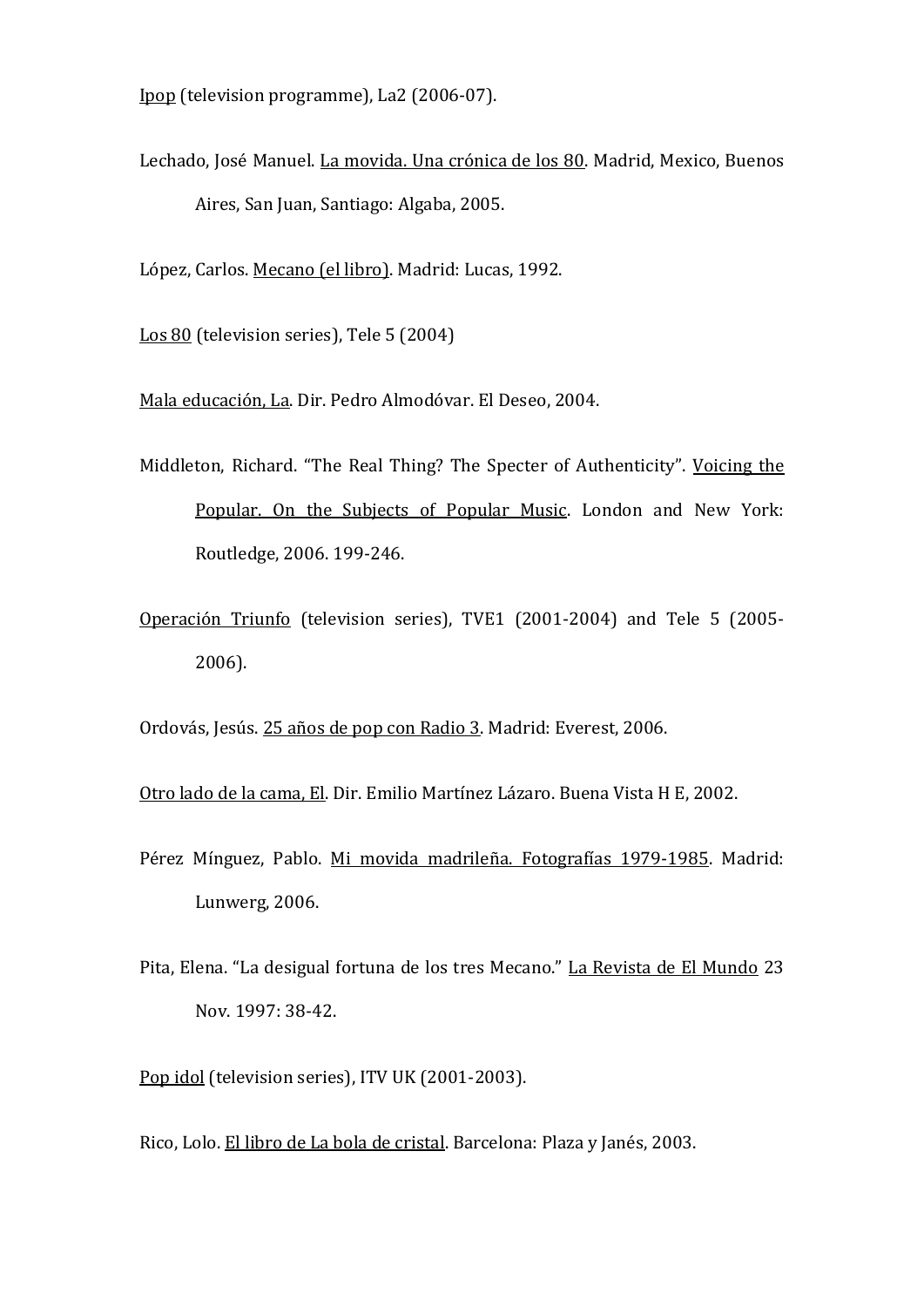Ipop (television programme), La2 (2006-07).

Lechado, José Manuel. La movida. Una crónica de los 80. Madrid, Mexico, Buenos Aires, San Juan, Santiago: Algaba, 2005.

López, Carlos. Mecano (el libro). Madrid: Lucas, 1992.

Los 80 (television series), Tele 5 (2004)

Mala educación, La. Dir. Pedro Almodóvar. El Deseo, 2004.

Middleton, Richard. "The Real Thing? The Specter of Authenticity". Voicing the Popular. On the Subjects of Popular Music. London and New York: Routledge, 2006. 199-246.

Operación Triunfo (television series), TVE1 (2001-2004) and Tele 5 (2005-2006).

Ordovás, Jesús. 25 años de pop con Radio 3. Madrid: Everest, 2006.

Otro lado de la cama, El. Dir. Emilio Martínez Lázaro. Buena Vista H E, 2002.

Pérez Mínguez, Pablo. Mi movida madrileña. Fotografías 1979-1985. Madrid: Lunwerg, 2006.

Pita, Elena. "La desigual fortuna de los tres Mecano." La Revista de El Mundo 23 Nov. 1997: 38-42.

Pop idol (television series), ITV UK (2001-2003).

Rico, Lolo. El libro de La bola de cristal. Barcelona: Plaza y Janés, 2003.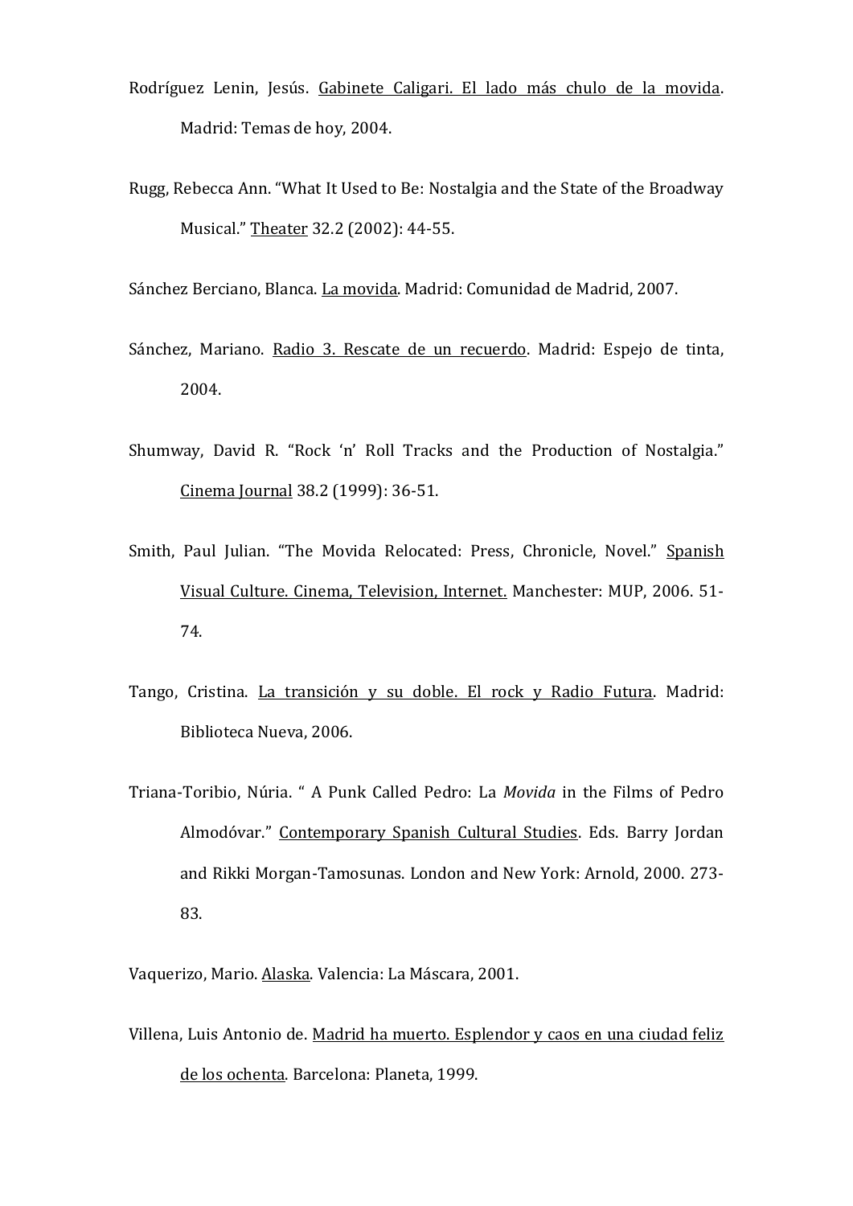Rodríguez Lenin, Jesús. <u>Gabinete Caligari. El lado más chulo de la movida</u>. Madrid: Temas de hoy, 2004.

Rugg, Rebecca Ann. "What It Used to Be: Nostalgia and the State of the Broadway Musical." <u>Theater</u> 32.2 (2002): 44-55.

Sánchez Berciano, Blanca. <u>La movida</u>. Madrid: Comunidad de Madrid, 2007.

Sánchez, Mariano. <u>Radio 3. Rescate de un recuerdo</u>. Madrid: Espejo de tinta, 2004.

Shumway, David R. "Rock 'n' Roll Tracks and the Production of Nostalgia." <u>Cinema Journal</u> 38.2 (1999): 36-51.

Smith, Paul Julian. "The Movida Relocated: Press, Chronicle, Novel." <u>Spanish Visual Culture. Cinema, Television, Internet.</u> Manchester: MUP, 2006. 51-74.

Tango, Cristina. <u>La transición y su doble. El rock y Radio Futura</u>. Madrid: Biblioteca Nueva, 2006.

Triana-Toribio, Núria. " A Punk Called Pedro: La *Movida* in the Films of Pedro Almodóvar." <u>Contemporary Spanish Cultural Studies</u>. Eds. Barry Jordan and Rikki Morgan-Tamosunas. London and New York: Arnold, 2000. 273-83.

Vaquerizo, Mario. <u>Alaska</u>. Valencia: La Máscara, 2001.

Villena, Luis Antonio de. <u>Madrid ha muerto. Esplendor y caos en una ciudad feliz de los ochenta</u>. Barcelona: Planeta, 1999.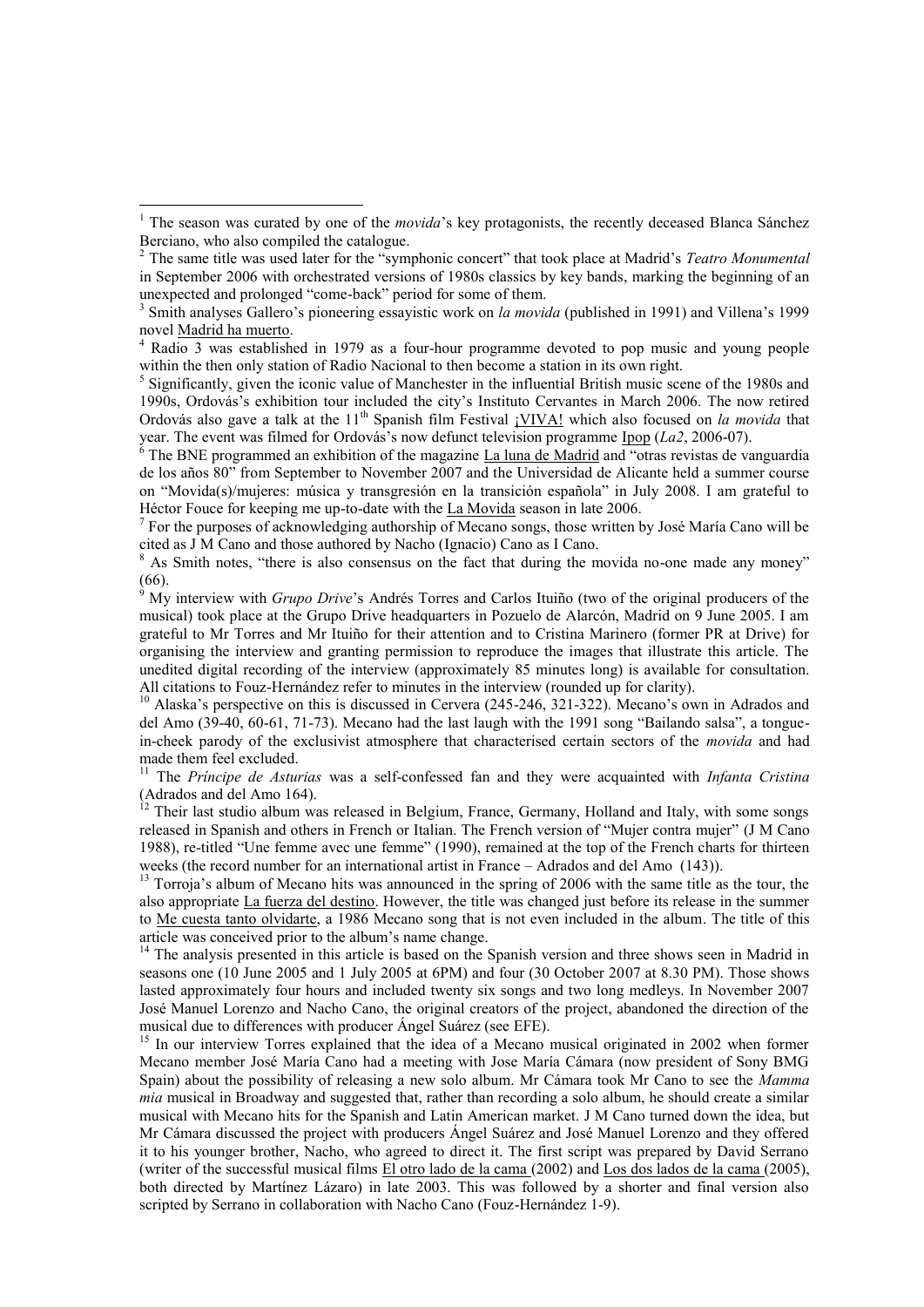[1] The season was curated by one of the *movida*'s key protagonists, the recently deceased Blanca Sánchez Berciano, who also compiled the catalogue.

[2] The same title was used later for the "symphonic concert" that took place at Madrid's *Teatro Monumental* in September 2006 with orchestrated versions of 1980s classics by key bands, marking the beginning of an unexpected and prolonged "come-back" period for some of them.

[3] Smith analyses Gallero's pioneering essayistic work on *la movida* (published in 1991) and Villena's 1999 novel Madrid ha muerto.

[4] Radio 3 was established in 1979 as a four-hour programme devoted to pop music and young people within the then only station of Radio Nacional to then become a station in its own right.

[5] Significantly, given the iconic value of Manchester in the influential British music scene of the 1980s and 1990s, Ordovás's exhibition tour included the city's Instituto Cervantes in March 2006. The now retired Ordovás also gave a talk at the 11th Spanish film Festival ¡VIVA! which also focused on *la movida* that year. The event was filmed for Ordovás's now defunct television programme Ipop (*La2*, 2006-07).

[6] The BNE programmed an exhibition of the magazine La luna de Madrid and "otras revistas de vanguardia de los años 80" from September to November 2007 and the Universidad de Alicante held a summer course on "Movida(s)/mujeres: música y transgresión en la transición española" in July 2008. I am grateful to Héctor Fouce for keeping me up-to-date with the La Movida season in late 2006.

[7] For the purposes of acknowledging authorship of Mecano songs, those written by José María Cano will be cited as J M Cano and those authored by Nacho (Ignacio) Cano as I Cano.

[8] As Smith notes, "there is also consensus on the fact that during the movida no-one made any money" (66).

[9] My interview with *Grupo Drive*'s Andrés Torres and Carlos Ituiño (two of the original producers of the musical) took place at the Grupo Drive headquarters in Pozuelo de Alarcón, Madrid on 9 June 2005. I am grateful to Mr Torres and Mr Ituiño for their attention and to Cristina Marinero (former PR at Drive) for organising the interview and granting permission to reproduce the images that illustrate this article. The unedited digital recording of the interview (approximately 85 minutes long) is available for consultation. All citations to Fouz-Hernández refer to minutes in the interview (rounded up for clarity).

[10] Alaska's perspective on this is discussed in Cervera (245-246, 321-322). Mecano's own in Adrados and del Amo (39-40, 60-61, 71-73). Mecano had the last laugh with the 1991 song "Bailando salsa", a tongue-in-cheek parody of the exclusivist atmosphere that characterised certain sectors of the *movida* and had made them feel excluded.

[11] The *Príncipe de Asturias* was a self-confessed fan and they were acquainted with *Infanta Cristina* (Adrados and del Amo 164).

[12] Their last studio album was released in Belgium, France, Germany, Holland and Italy, with some songs released in Spanish and others in French or Italian. The French version of "Mujer contra mujer" (J M Cano 1988), re-titled "Une femme avec une femme" (1990), remained at the top of the French charts for thirteen weeks (the record number for an international artist in France – Adrados and del Amo (143)).

[13] Torroja's album of Mecano hits was announced in the spring of 2006 with the same title as the tour, the also appropriate La fuerza del destino. However, the title was changed just before its release in the summer to Me cuesta tanto olvidarte, a 1986 Mecano song that is not even included in the album. The title of this article was conceived prior to the album's name change.

[14] The analysis presented in this article is based on the Spanish version and three shows seen in Madrid in seasons one (10 June 2005 and 1 July 2005 at 6PM) and four (30 October 2007 at 8.30 PM). Those shows lasted approximately four hours and included twenty six songs and two long medleys. In November 2007 José Manuel Lorenzo and Nacho Cano, the original creators of the project, abandoned the direction of the musical due to differences with producer Ángel Suárez (see EFE).

[15] In our interview Torres explained that the idea of a Mecano musical originated in 2002 when former Mecano member José María Cano had a meeting with Jose María Cámara (now president of Sony BMG Spain) about the possibility of releasing a new solo album. Mr Cámara took Mr Cano to see the *Mamma mia* musical in Broadway and suggested that, rather than recording a solo album, he should create a similar musical with Mecano hits for the Spanish and Latin American market. J M Cano turned down the idea, but Mr Cámara discussed the project with producers Ángel Suárez and José Manuel Lorenzo and they offered it to his younger brother, Nacho, who agreed to direct it. The first script was prepared by David Serrano (writer of the successful musical films El otro lado de la cama (2002) and Los dos lados de la cama (2005), both directed by Martínez Lázaro) in late 2003. This was followed by a shorter and final version also scripted by Serrano in collaboration with Nacho Cano (Fouz-Hernández 1-9).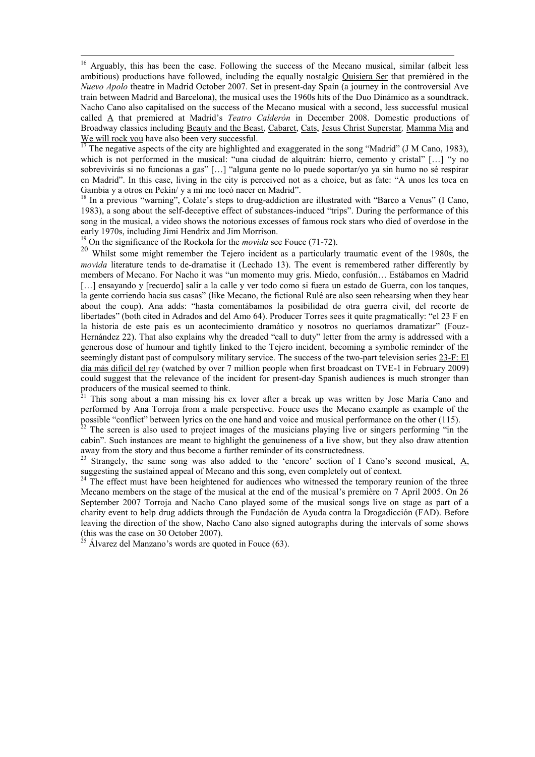[16] Arguably, this has been the case. Following the success of the Mecano musical, similar (albeit less ambitious) productions have followed, including the equally nostalgic Quisiera Ser that premièred in the *Nuevo Apolo* theatre in Madrid October 2007. Set in present-day Spain (a journey in the controversial Ave train between Madrid and Barcelona), the musical uses the 1960s hits of the Duo Dinámico as a soundtrack. Nacho Cano also capitalised on the success of the Mecano musical with a second, less successful musical called A that premiered at Madrid's *Teatro Calderón* in December 2008. Domestic productions of Broadway classics including Beauty and the Beast, Cabaret, Cats, Jesus Christ Superstar*,* Mamma Mia and We will rock you have also been very successful.

[17] The negative aspects of the city are highlighted and exaggerated in the song "Madrid" (J M Cano, 1983), which is not performed in the musical: "una ciudad de alquitrán: hierro, cemento y cristal" […] "y no sobrevivirás si no funcionas a gas" […] "alguna gente no lo puede soportar/yo ya sin humo no sé respirar en Madrid". In this case, living in the city is perceived not as a choice, but as fate: "A unos les toca en Gambia y a otros en Pekín/ y a mi me tocó nacer en Madrid".

[18] In a previous "warning", Colate's steps to drug-addiction are illustrated with "Barco a Venus" (I Cano, 1983), a song about the self-deceptive effect of substances-induced "trips". During the performance of this song in the musical, a video shows the notorious excesses of famous rock stars who died of overdose in the early 1970s, including Jimi Hendrix and Jim Morrison.

[19] On the significance of the Rockola for the *movida* see Fouce (71-72).

[20] Whilst some might remember the Tejero incident as a particularly traumatic event of the 1980s, the *movida* literature tends to de-dramatise it (Lechado 13). The event is remembered rather differently by members of Mecano. For Nacho it was "un momento muy gris. Miedo, confusión… Estábamos en Madrid […] ensayando y [recuerdo] salir a la calle y ver todo como si fuera un estado de Guerra, con los tanques, la gente corriendo hacia sus casas" (like Mecano, the fictional Rulé are also seen rehearsing when they hear about the coup). Ana adds: "hasta comentábamos la posibilidad de otra guerra civil, del recorte de libertades" (both cited in Adrados and del Amo 64). Producer Torres sees it quite pragmatically: "el 23 F en la historia de este país es un acontecimiento dramático y nosotros no queríamos dramatizar" (Fouz-Hernández 22). That also explains why the dreaded "call to duty" letter from the army is addressed with a generous dose of humour and tightly linked to the Tejero incident, becoming a symbolic reminder of the seemingly distant past of compulsory military service. The success of the two-part television series 23-F: El día más difícil del re*y* (watched by over 7 million people when first broadcast on TVE-1 in February 2009) could suggest that the relevance of the incident for present-day Spanish audiences is much stronger than producers of the musical seemed to think.

[21] This song about a man missing his ex lover after a break up was written by Jose María Cano and performed by Ana Torroja from a male perspective. Fouce uses the Mecano example as example of the possible "conflict" between lyrics on the one hand and voice and musical performance on the other (115).

[22] The screen is also used to project images of the musicians playing live or singers performing "in the cabin". Such instances are meant to highlight the genuineness of a live show, but they also draw attention away from the story and thus become a further reminder of its constructedness.

[23] Strangely, the same song was also added to the 'encore' section of I Cano's second musical, A, suggesting the sustained appeal of Mecano and this song, even completely out of context.

[24] The effect must have been heightened for audiences who witnessed the temporary reunion of the three Mecano members on the stage of the musical at the end of the musical's première on 7 April 2005. On 26 September 2007 Torroja and Nacho Cano played some of the musical songs live on stage as part of a charity event to help drug addicts through the Fundación de Ayuda contra la Drogadicción (FAD). Before leaving the direction of the show, Nacho Cano also signed autographs during the intervals of some shows (this was the case on 30 October 2007).

[25] Álvarez del Manzano's words are quoted in Fouce (63).